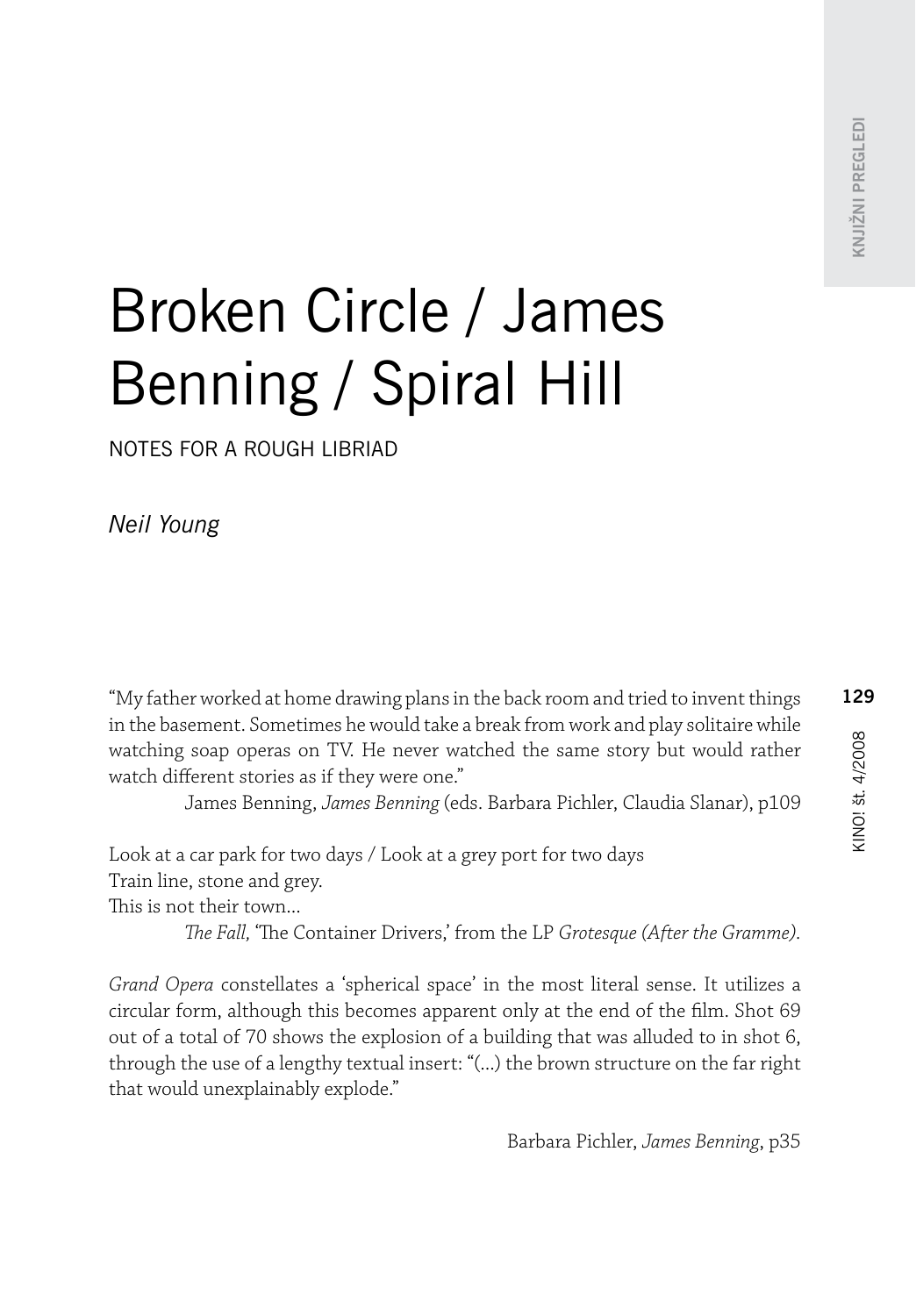# Broken Circle / James Benning / Spiral Hill

NOTES FOR A ROUGH LIBRIAD

*Neil Young*

"My father worked at home drawing plans in the back room and tried to invent things in the basement. Sometimes he would take a break from work and play solitaire while watching soap operas on TV. He never watched the same story but would rather watch different stories as if they were one."

James Benning, *James Benning* (eds. Barbara Pichler, Claudia Slanar), p109

Look at a car park for two days / Look at a grey port for two days
Train line, stone and grey.
This is not their town...

*The Fall,* 'The Container Drivers,' from the LP *Grotesque (After the Gramme)*.

*Grand Opera* constellates a 'spherical space' in the most literal sense. It utilizes a circular form, although this becomes apparent only at the end of the film. Shot 69 out of a total of 70 shows the explosion of a building that was alluded to in shot 6, through the use of a lengthy textual insert: "(...) the brown structure on the far right that would unexplainably explode."

Barbara Pichler, *James Benning*, p35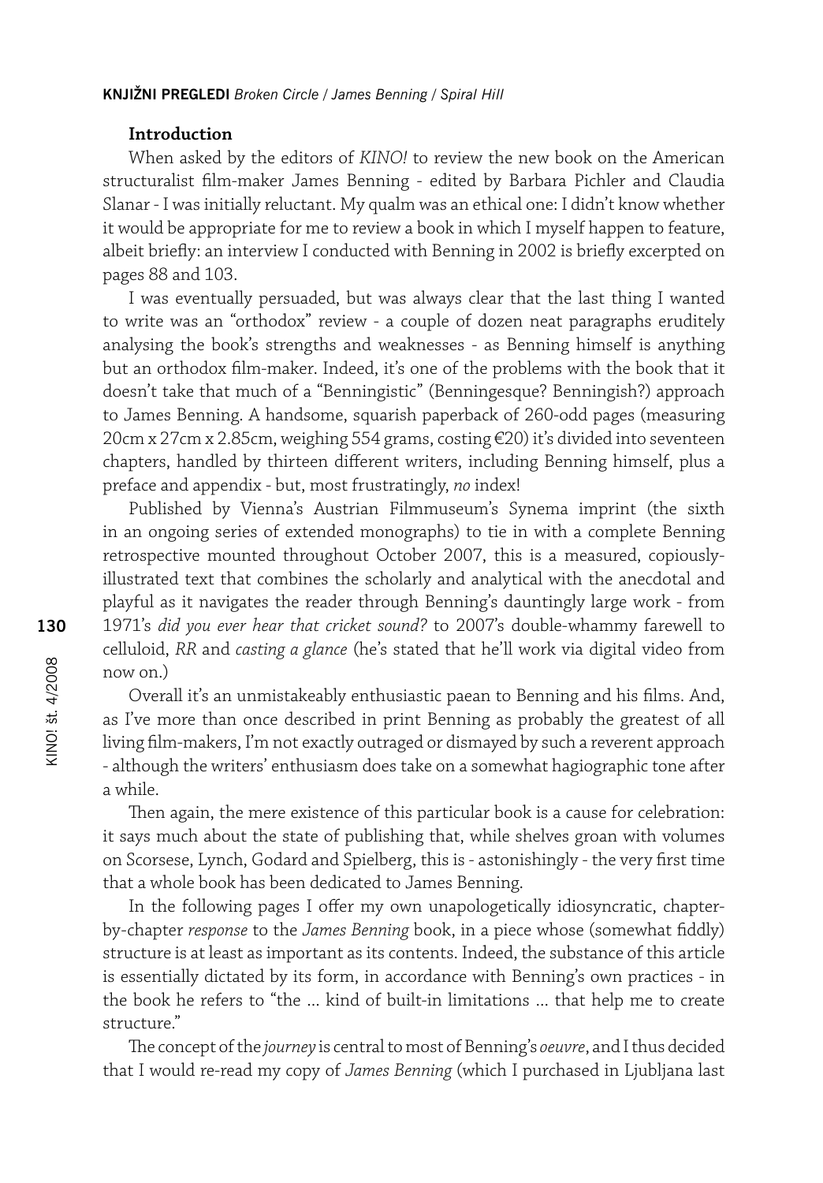### Introduction

When asked by the editors of *KINO!* to review the new book on the American structuralist film-maker James Benning - edited by Barbara Pichler and Claudia Slanar - I was initially reluctant. My qualm was an ethical one: I didn't know whether it would be appropriate for me to review a book in which I myself happen to feature, albeit briefly: an interview I conducted with Benning in 2002 is briefly excerpted on pages 88 and 103.

I was eventually persuaded, but was always clear that the last thing I wanted to write was an "orthodox" review - a couple of dozen neat paragraphs eruditely analysing the book's strengths and weaknesses - as Benning himself is anything but an orthodox film-maker. Indeed, it's one of the problems with the book that it doesn't take that much of a "Benningistic" (Benningesque? Benningish?) approach to James Benning. A handsome, squarish paperback of 260-odd pages (measuring 20cm x 27cm x 2.85cm, weighing 554 grams, costing €20) it's divided into seventeen chapters, handled by thirteen different writers, including Benning himself, plus a preface and appendix - but, most frustratingly, *no* index!

Published by Vienna's Austrian Filmmuseum's Synema imprint (the sixth in an ongoing series of extended monographs) to tie in with a complete Benning retrospective mounted throughout October 2007, this is a measured, copiously-illustrated text that combines the scholarly and analytical with the anecdotal and playful as it navigates the reader through Benning's dauntingly large work - from 1971's *did you ever hear that cricket sound?* to 2007's double-whammy farewell to celluloid, *RR* and *casting a glance* (he's stated that he'll work via digital video from now on.)

Overall it's an unmistakeably enthusiastic paean to Benning and his films. And, as I've more than once described in print Benning as probably the greatest of all living film-makers, I'm not exactly outraged or dismayed by such a reverent approach - although the writers' enthusiasm does take on a somewhat hagiographic tone after a while.

Then again, the mere existence of this particular book is a cause for celebration: it says much about the state of publishing that, while shelves groan with volumes on Scorsese, Lynch, Godard and Spielberg, this is - astonishingly - the very first time that a whole book has been dedicated to James Benning.

In the following pages I offer my own unapologetically idiosyncratic, chapter-by-chapter *response* to the *James Benning* book, in a piece whose (somewhat fiddly) structure is at least as important as its contents. Indeed, the substance of this article is essentially dictated by its form, in accordance with Benning's own practices - in the book he refers to "the ... kind of built-in limitations ... that help me to create structure."

The concept of the *journey* is central to most of Benning's *oeuvre*, and I thus decided that I would re-read my copy of *James Benning* (which I purchased in Ljubljana last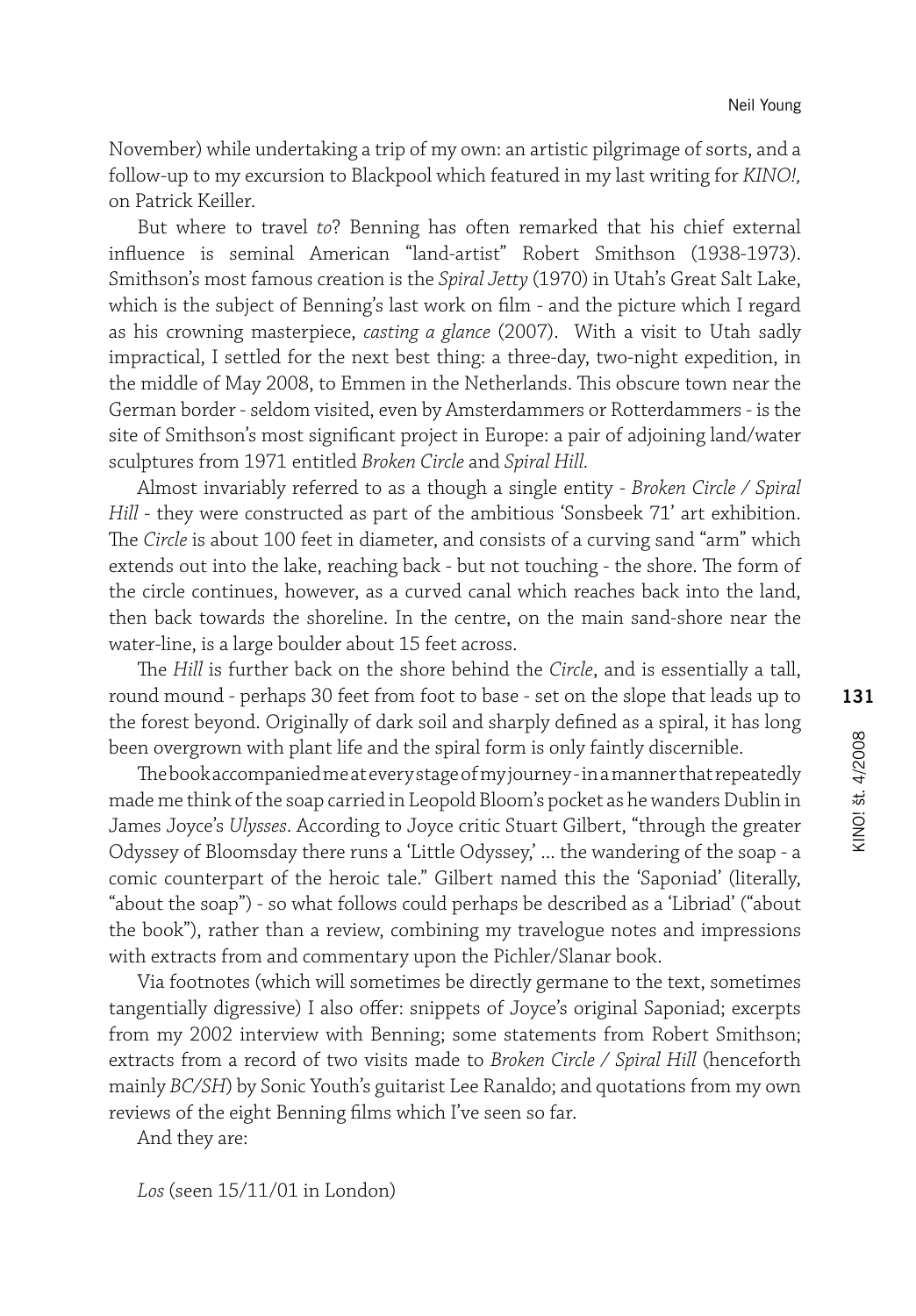November) while undertaking a trip of my own: an artistic pilgrimage of sorts, and a follow-up to my excursion to Blackpool which featured in my last writing for *KINO!,* on Patrick Keiller.

But where to travel *to*? Benning has often remarked that his chief external influence is seminal American "land-artist" Robert Smithson (1938-1973). Smithson's most famous creation is the *Spiral Jetty* (1970) in Utah's Great Salt Lake, which is the subject of Benning's last work on film - and the picture which I regard as his crowning masterpiece, *casting a glance* (2007). With a visit to Utah sadly impractical, I settled for the next best thing: a three-day, two-night expedition, in the middle of May 2008, to Emmen in the Netherlands. This obscure town near the German border - seldom visited, even by Amsterdammers or Rotterdammers - is the site of Smithson's most significant project in Europe: a pair of adjoining land/water sculptures from 1971 entitled *Broken Circle* and *Spiral Hill*.

Almost invariably referred to as a though a single entity - *Broken Circle / Spiral Hill* - they were constructed as part of the ambitious 'Sonsbeek 71' art exhibition. The *Circle* is about 100 feet in diameter, and consists of a curving sand "arm" which extends out into the lake, reaching back - but not touching - the shore. The form of the circle continues, however, as a curved canal which reaches back into the land, then back towards the shoreline. In the centre, on the main sand-shore near the water-line, is a large boulder about 15 feet across.

The *Hill* is further back on the shore behind the *Circle*, and is essentially a tall, round mound - perhaps 30 feet from foot to base - set on the slope that leads up to the forest beyond. Originally of dark soil and sharply defined as a spiral, it has long been overgrown with plant life and the spiral form is only faintly discernible.

The book accompanied me at every stage of my journey - in a manner that repeatedly made me think of the soap carried in Leopold Bloom's pocket as he wanders Dublin in James Joyce's *Ulysses*. According to Joyce critic Stuart Gilbert, "through the greater Odyssey of Bloomsday there runs a 'Little Odyssey,' ... the wandering of the soap - a comic counterpart of the heroic tale." Gilbert named this the 'Saponiad' (literally, "about the soap") - so what follows could perhaps be described as a 'Libriad' ("about the book"), rather than a review, combining my travelogue notes and impressions with extracts from and commentary upon the Pichler/Slanar book.

Via footnotes (which will sometimes be directly germane to the text, sometimes tangentially digressive) I also offer: snippets of Joyce's original Saponiad; excerpts from my 2002 interview with Benning; some statements from Robert Smithson; extracts from a record of two visits made to *Broken Circle / Spiral Hill* (henceforth mainly *BC/SH*) by Sonic Youth's guitarist Lee Ranaldo; and quotations from my own reviews of the eight Benning films which I've seen so far.

And they are:

*Los* (seen 15/11/01 in London)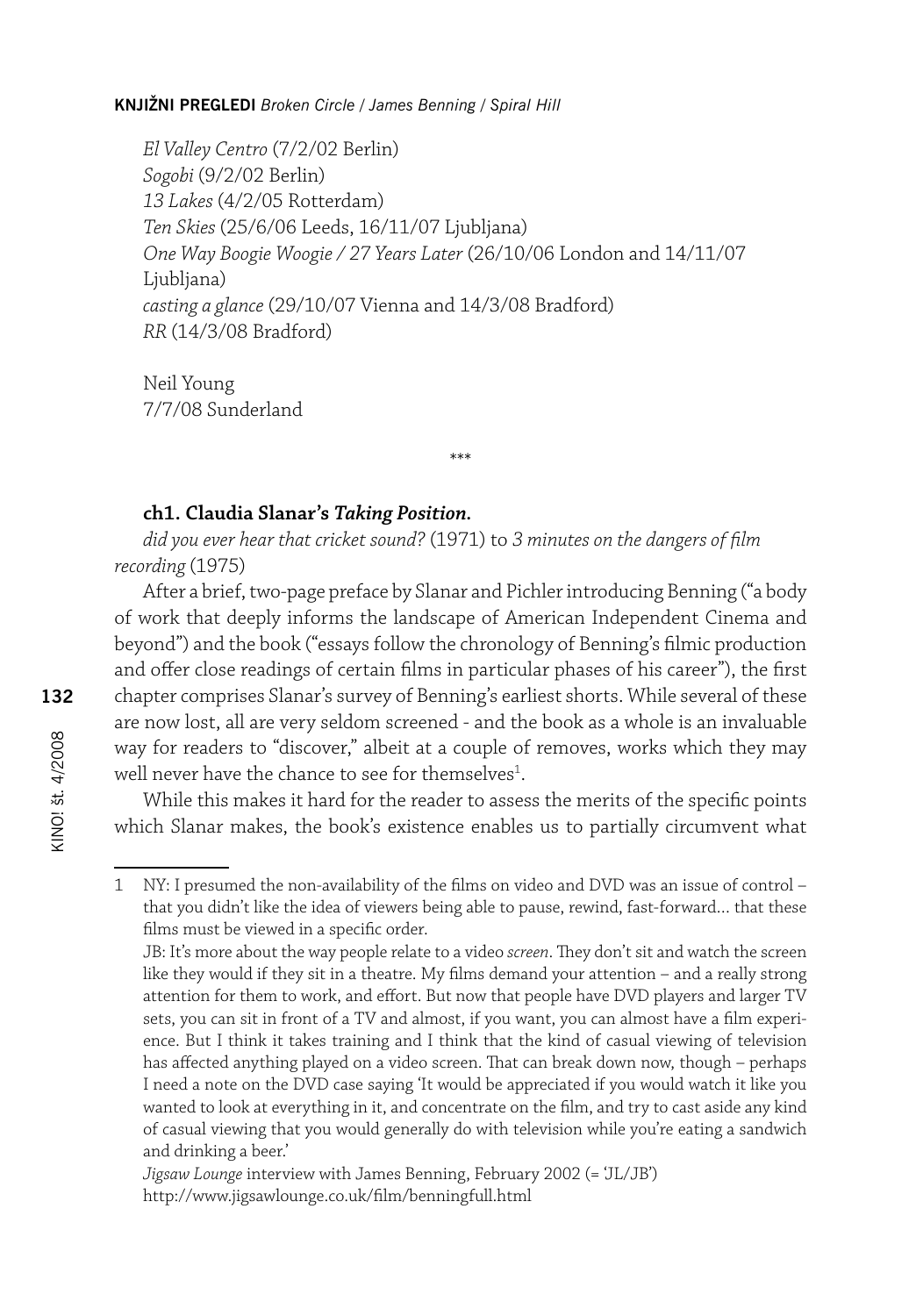*El Valley Centro* (7/2/02 Berlin)
*Sogobi* (9/2/02 Berlin)
*13 Lakes* (4/2/05 Rotterdam)
*Ten Skies* (25/6/06 Leeds, 16/11/07 Ljubljana)
*One Way Boogie Woogie / 27 Years Later* (26/10/06 London and 14/11/07 Ljubljana)
*casting a glance* (29/10/07 Vienna and 14/3/08 Bradford)
*RR* (14/3/08 Bradford)

Neil Young
7/7/08 Sunderland

\*\*\*

**ch1. Claudia Slanar's *Taking Position*.**

*did you ever hear that cricket sound?* (1971) to *3 minutes on the dangers of film recording* (1975)

After a brief, two-page preface by Slanar and Pichler introducing Benning ("a body of work that deeply informs the landscape of American Independent Cinema and beyond") and the book ("essays follow the chronology of Benning's filmic production and offer close readings of certain films in particular phases of his career"), the first chapter comprises Slanar's survey of Benning's earliest shorts. While several of these are now lost, all are very seldom screened - and the book as a whole is an invaluable way for readers to "discover," albeit at a couple of removes, works which they may well never have the chance to see for themselves[1].

While this makes it hard for the reader to assess the merits of the specific points which Slanar makes, the book's existence enables us to partially circumvent what

1 NY: I presumed the non-availability of the films on video and DVD was an issue of control – that you didn't like the idea of viewers being able to pause, rewind, fast-forward... that these films must be viewed in a specific order.
JB: It's more about the way people relate to a video *screen*. They don't sit and watch the screen like they would if they sit in a theatre. My films demand your attention – and a really strong attention for them to work, and effort. But now that people have DVD players and larger TV sets, you can sit in front of a TV and almost, if you want, you can almost have a film experience. But I think it takes training and I think that the kind of casual viewing of television has affected anything played on a video screen. That can break down now, though – perhaps I need a note on the DVD case saying 'It would be appreciated if you would watch it like you wanted to look at everything in it, and concentrate on the film, and try to cast aside any kind of casual viewing that you would generally do with television while you're eating a sandwich and drinking a beer.'
*Jigsaw Lounge* interview with James Benning, February 2002 (= 'JL/JB')
http://www.jigsawlounge.co.uk/film/benningfull.html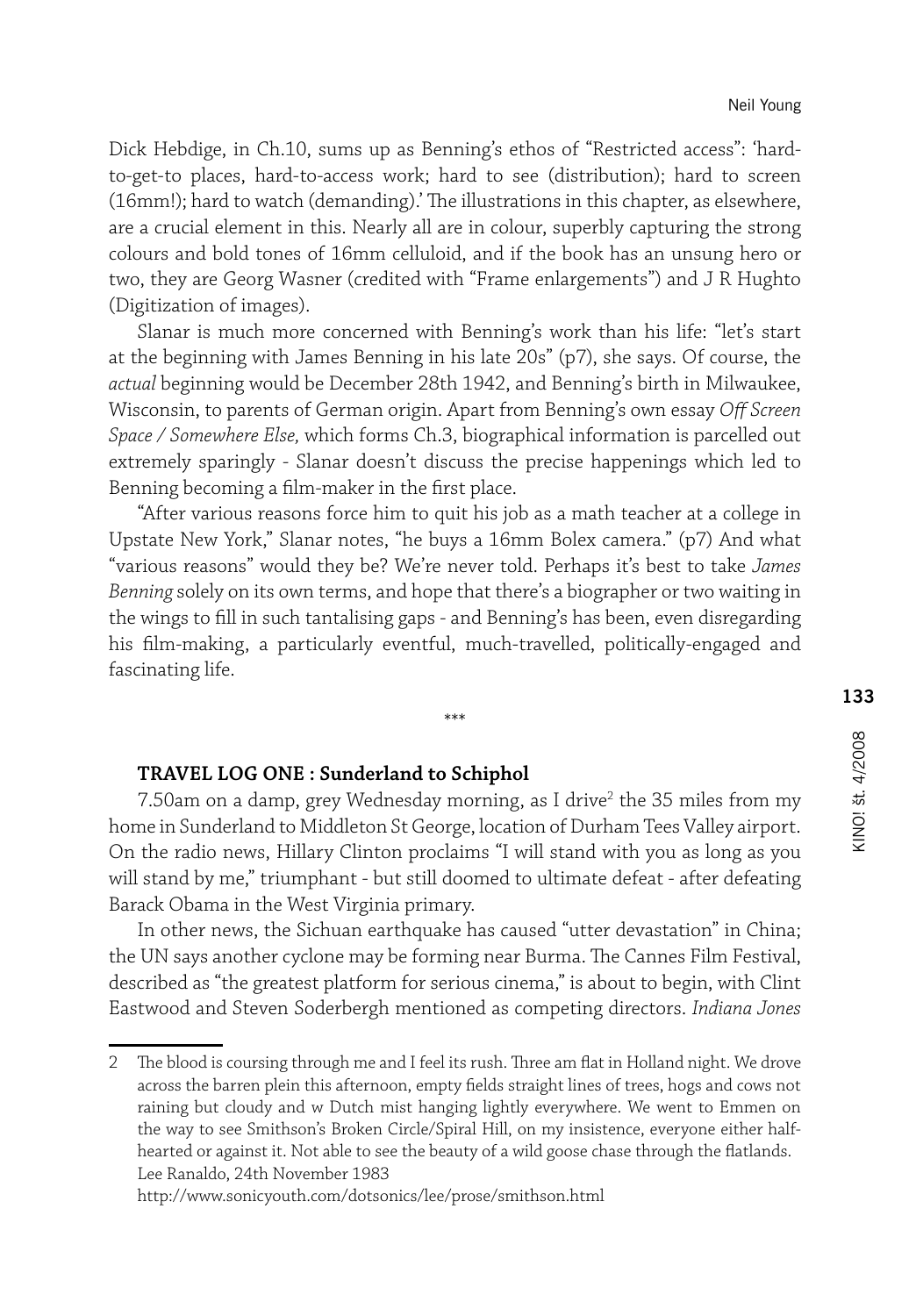Dick Hebdige, in Ch.10, sums up as Benning's ethos of "Restricted access": 'hard-to-get-to places, hard-to-access work; hard to see (distribution); hard to screen (16mm!); hard to watch (demanding).' The illustrations in this chapter, as elsewhere, are a crucial element in this. Nearly all are in colour, superbly capturing the strong colours and bold tones of 16mm celluloid, and if the book has an unsung hero or two, they are Georg Wasner (credited with "Frame enlargements") and J R Hughto (Digitization of images).

Slanar is much more concerned with Benning's work than his life: "let's start at the beginning with James Benning in his late 20s" (p7), she says. Of course, the *actual* beginning would be December 28th 1942, and Benning's birth in Milwaukee, Wisconsin, to parents of German origin. Apart from Benning's own essay *Off Screen Space / Somewhere Else,* which forms Ch.3, biographical information is parcelled out extremely sparingly - Slanar doesn't discuss the precise happenings which led to Benning becoming a film-maker in the first place.

"After various reasons force him to quit his job as a math teacher at a college in Upstate New York," Slanar notes, "he buys a 16mm Bolex camera." (p7) And what "various reasons" would they be? We're never told. Perhaps it's best to take *James Benning* solely on its own terms, and hope that there's a biographer or two waiting in the wings to fill in such tantalising gaps - and Benning's has been, even disregarding his film-making, a particularly eventful, much-travelled, politically-engaged and fascinating life.

\*\*\*

**TRAVEL LOG ONE : Sunderland to Schiphol**

7.50am on a damp, grey Wednesday morning, as I drive[2] the 35 miles from my home in Sunderland to Middleton St George, location of Durham Tees Valley airport. On the radio news, Hillary Clinton proclaims "I will stand with you as long as you will stand by me," triumphant - but still doomed to ultimate defeat - after defeating Barack Obama in the West Virginia primary.

In other news, the Sichuan earthquake has caused "utter devastation" in China; the UN says another cyclone may be forming near Burma. The Cannes Film Festival, described as "the greatest platform for serious cinema," is about to begin, with Clint Eastwood and Steven Soderbergh mentioned as competing directors. *Indiana Jones*

---

2 The blood is coursing through me and I feel its rush. Three am flat in Holland night. We drove across the barren plein this afternoon, empty fields straight lines of trees, hogs and cows not raining but cloudy and w Dutch mist hanging lightly everywhere. We went to Emmen on the way to see Smithson's Broken Circle/Spiral Hill, on my insistence, everyone either half-hearted or against it. Not able to see the beauty of a wild goose chase through the flatlands. Lee Ranaldo, 24th November 1983
http://www.sonicyouth.com/dotsonics/lee/prose/smithson.html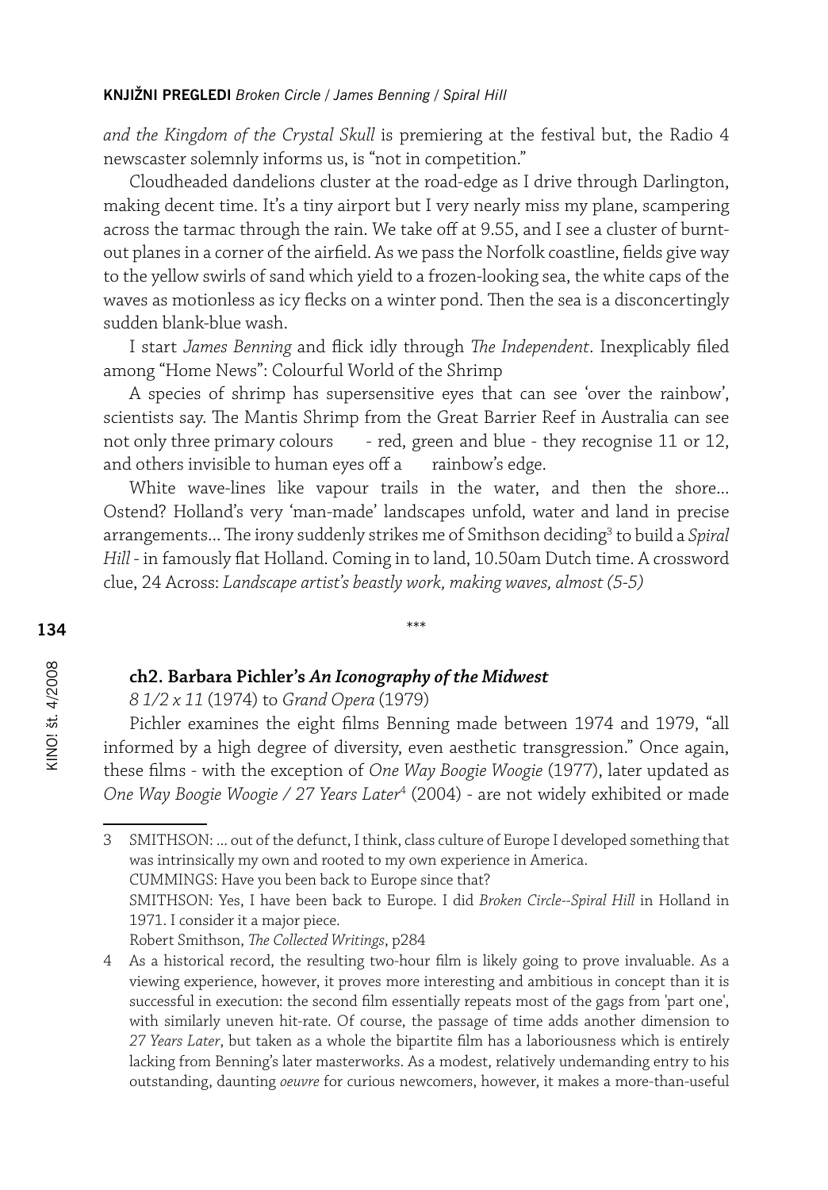*and the Kingdom of the Crystal Skull* is premiering at the festival but, the Radio 4 newscaster solemnly informs us, is "not in competition."

Cloudheaded dandelions cluster at the road-edge as I drive through Darlington, making decent time. It's a tiny airport but I very nearly miss my plane, scampering across the tarmac through the rain. We take off at 9.55, and I see a cluster of burnt-out planes in a corner of the airfield. As we pass the Norfolk coastline, fields give way to the yellow swirls of sand which yield to a frozen-looking sea, the white caps of the waves as motionless as icy flecks on a winter pond. Then the sea is a disconcertingly sudden blank-blue wash.

I start *James Benning* and flick idly through *The Independent*. Inexplicably filed among "Home News": Colourful World of the Shrimp

A species of shrimp has supersensitive eyes that can see 'over the rainbow', scientists say. The Mantis Shrimp from the Great Barrier Reef in Australia can see not only three primary colours - red, green and blue - they recognise 11 or 12, and others invisible to human eyes off a rainbow's edge.

White wave-lines like vapour trails in the water, and then the shore... Ostend? Holland's very 'man-made' landscapes unfold, water and land in precise arrangements... The irony suddenly strikes me of Smithson deciding[3] to build a *Spiral Hill* - in famously flat Holland. Coming in to land, 10.50am Dutch time. A crossword clue, 24 Across: *Landscape artist's beastly work, making waves, almost (5-5)*

\*\*\*

### ch2. Barbara Pichler's *An Iconography of the Midwest*

*8 1/2 x 11* (1974) to *Grand Opera* (1979)

Pichler examines the eight films Benning made between 1974 and 1979, "all informed by a high degree of diversity, even aesthetic transgression." Once again, these films - with the exception of *One Way Boogie Woogie* (1977), later updated as *One Way Boogie Woogie / 27 Years Later*[4] (2004) - are not widely exhibited or made

---

3 SMITHSON: ... out of the defunct, I think, class culture of Europe I developed something that was intrinsically my own and rooted to my own experience in America.
CUMMINGS: Have you been back to Europe since that?
SMITHSON: Yes, I have been back to Europe. I did *Broken Circle--Spiral Hill* in Holland in 1971. I consider it a major piece.
Robert Smithson, *The Collected Writings*, p284

4 As a historical record, the resulting two-hour film is likely going to prove invaluable. As a viewing experience, however, it proves more interesting and ambitious in concept than it is successful in execution: the second film essentially repeats most of the gags from 'part one', with similarly uneven hit-rate. Of course, the passage of time adds another dimension to *27 Years Later*, but taken as a whole the bipartite film has a laboriousness which is entirely lacking from Benning's later masterworks. As a modest, relatively undemanding entry to his outstanding, daunting *oeuvre* for curious newcomers, however, it makes a more-than-useful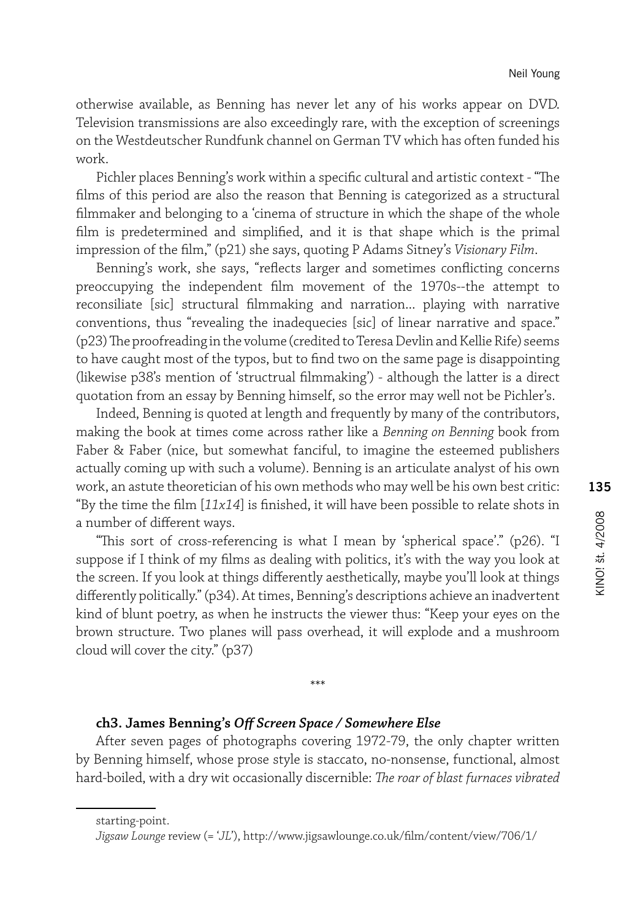otherwise available, as Benning has never let any of his works appear on DVD. Television transmissions are also exceedingly rare, with the exception of screenings on the Westdeutscher Rundfunk channel on German TV which has often funded his work.

Pichler places Benning's work within a specific cultural and artistic context - "The films of this period are also the reason that Benning is categorized as a structural filmmaker and belonging to a 'cinema of structure in which the shape of the whole film is predetermined and simplified, and it is that shape which is the primal impression of the film," (p21) she says, quoting P Adams Sitney's *Visionary Film*.

Benning's work, she says, "reflects larger and sometimes conflicting concerns preoccupying the independent film movement of the 1970s--the attempt to reconsiliate [sic] structural filmmaking and narration... playing with narrative conventions, thus "revealing the inadequecies [sic] of linear narrative and space." (p23) The proofreading in the volume (credited to Teresa Devlin and Kellie Rife) seems to have caught most of the typos, but to find two on the same page is disappointing (likewise p38's mention of 'structrual filmmaking') - although the latter is a direct quotation from an essay by Benning himself, so the error may well not be Pichler's.

Indeed, Benning is quoted at length and frequently by many of the contributors, making the book at times come across rather like a *Benning on Benning* book from Faber & Faber (nice, but somewhat fanciful, to imagine the esteemed publishers actually coming up with such a volume). Benning is an articulate analyst of his own work, an astute theoretician of his own methods who may well be his own best critic: "By the time the film [*11x14*] is finished, it will have been possible to relate shots in a number of different ways.

"This sort of cross-referencing is what I mean by 'spherical space'." (p26). "I suppose if I think of my films as dealing with politics, it's with the way you look at the screen. If you look at things differently aesthetically, maybe you'll look at things differently politically." (p34). At times, Benning's descriptions achieve an inadvertent kind of blunt poetry, as when he instructs the viewer thus: "Keep your eyes on the brown structure. Two planes will pass overhead, it will explode and a mushroom cloud will cover the city." (p37)

\*\*\*

**ch3. James Benning's *Off Screen Space / Somewhere Else***

After seven pages of photographs covering 1972-79, the only chapter written by Benning himself, whose prose style is staccato, no-nonsense, functional, almost hard-boiled, with a dry wit occasionally discernible: *The roar of blast furnaces vibrated*

---

starting-point.

*Jigsaw Lounge* review (= '*JL*'), http://www.jigsawlounge.co.uk/film/content/view/706/1/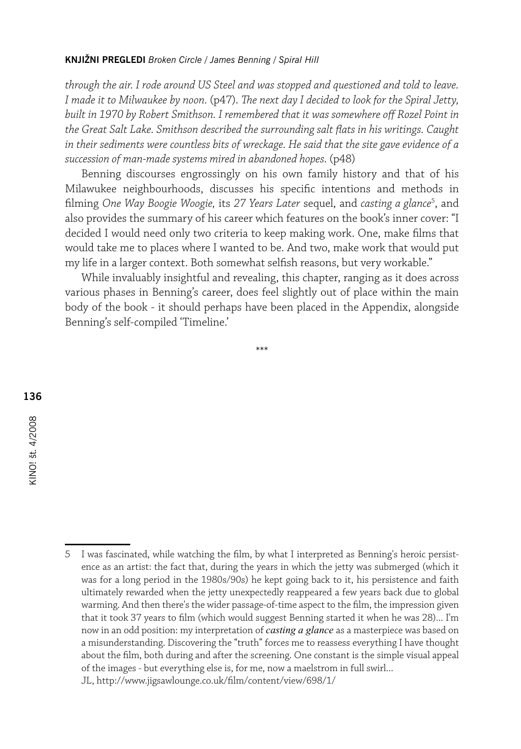*through the air. I rode around US Steel and was stopped and questioned and told to leave. I made it to Milwaukee by noon.* (p47). *The next day I decided to look for the Spiral Jetty, built in 1970 by Robert Smithson. I remembered that it was somewhere off Rozel Point in the Great Salt Lake. Smithson described the surrounding salt flats in his writings. Caught in their sediments were countless bits of wreckage. He said that the site gave evidence of a succession of man-made systems mired in abandoned hopes.* (p48)

Benning discourses engrossingly on his own family history and that of his Milawukee neighbourhoods, discusses his specific intentions and methods in filming *One Way Boogie Woogie,* its *27 Years Later* sequel, and *casting a glance*[5], and also provides the summary of his career which features on the book's inner cover: "I decided I would need only two criteria to keep making work. One, make films that would take me to places where I wanted to be. And two, make work that would put my life in a larger context. Both somewhat selfish reasons, but very workable."

While invaluably insightful and revealing, this chapter, ranging as it does across various phases in Benning's career, does feel slightly out of place within the main body of the book - it should perhaps have been placed in the Appendix, alongside Benning's self-compiled 'Timeline.'

\*\*\*

---

5 I was fascinated, while watching the film, by what I interpreted as Benning's heroic persistence as an artist: the fact that, during the years in which the jetty was submerged (which it was for a long period in the 1980s/90s) he kept going back to it, his persistence and faith ultimately rewarded when the jetty unexpectedly reappeared a few years back due to global warming. And then there's the wider passage-of-time aspect to the film, the impression given that it took 37 years to film (which would suggest Benning started it when he was 28)... I'm now in an odd position: my interpretation of ***casting a glance*** as a masterpiece was based on a misunderstanding. Discovering the "truth" forces me to reassess everything I have thought about the film, both during and after the screening. One constant is the simple visual appeal of the images - but everything else is, for me, now a maelstrom in full swirl...
JL, http://www.jigsawlounge.co.uk/film/content/view/698/1/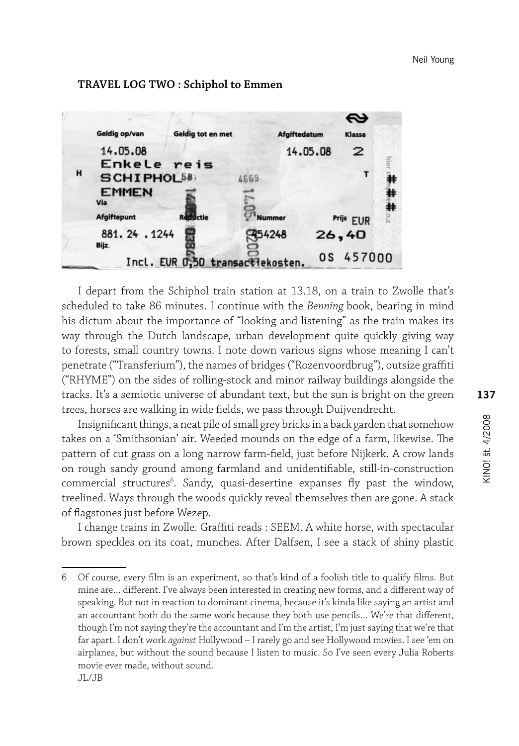**TRAVEL LOG TWO : Schiphol to Emmen**

I depart from the Schiphol train station at 13.18, on a train to Zwolle that's scheduled to take 86 minutes. I continue with the *Benning* book, bearing in mind his dictum about the importance of "looking and listening" as the train makes its way through the Dutch landscape, urban development quite quickly giving way to forests, small country towns. I note down various signs whose meaning I can't penetrate ("Transferium"), the names of bridges ("Rozenvoordbrug"), outsize graffiti ("RHYME") on the sides of rolling-stock and minor railway buildings alongside the tracks. It's a semiotic universe of abundant text, but the sun is bright on the green trees, horses are walking in wide fields, we pass through Duijvendrecht.

Insignificant things, a neat pile of small grey bricks in a back garden that somehow takes on a 'Smithsonian' air. Weeded mounds on the edge of a farm, likewise. The pattern of cut grass on a long narrow farm-field, just before Nijkerk. A crow lands on rough sandy ground among farmland and unidentifiable, still-in-construction commercial structures[6]. Sandy, quasi-desertine expanses fly past the window, treelined. Ways through the woods quickly reveal themselves then are gone. A stack of flagstones just before Wezep.

I change trains in Zwolle. Graffiti reads : SEEM. A white horse, with spectacular brown speckles on its coat, munches. After Dalfsen, I see a stack of shiny plastic

---

6 Of course, every film is an experiment, so that's kind of a foolish title to qualify films. But mine are... different. I've always been interested in creating new forms, and a different way of speaking. But not in reaction to dominant cinema, because it's kinda like saying an artist and an accountant both do the same work because they both use pencils... We're that different, though I'm not saying they're the accountant and I'm the artist, I'm just saying that we're that far apart. I don't work *against* Hollywood – I rarely go and see Hollywood movies. I see 'em on airplanes, but without the sound because I listen to music. So I've seen every Julia Roberts movie ever made, without sound.
JL/JB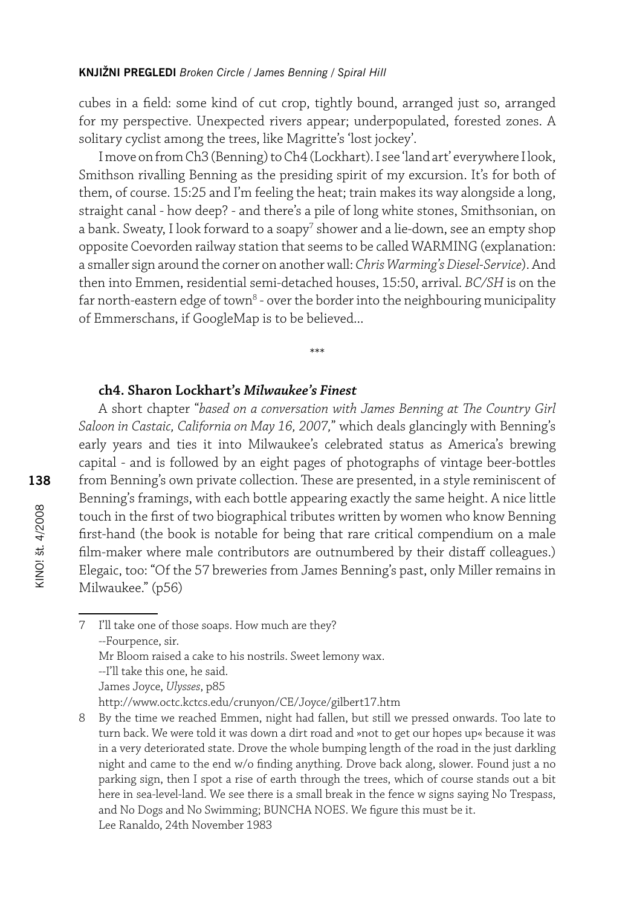cubes in a field: some kind of cut crop, tightly bound, arranged just so, arranged for my perspective. Unexpected rivers appear; underpopulated, forested zones. A solitary cyclist among the trees, like Magritte's 'lost jockey'.

I move on from Ch3 (Benning) to Ch4 (Lockhart). I see 'land art' everywhere I look, Smithson rivalling Benning as the presiding spirit of my excursion. It's for both of them, of course. 15:25 and I'm feeling the heat; train makes its way alongside a long, straight canal - how deep? - and there's a pile of long white stones, Smithsonian, on a bank. Sweaty, I look forward to a soapy[7] shower and a lie-down, see an empty shop opposite Coevorden railway station that seems to be called WARMING (explanation: a smaller sign around the corner on another wall: *Chris Warming's Diesel-Service*). And then into Emmen, residential semi-detached houses, 15:50, arrival. *BC/SH* is on the far north-eastern edge of town[8] - over the border into the neighbouring municipality of Emmerschans, if GoogleMap is to be believed...

\*\*\*

### ch4. Sharon Lockhart's *Milwaukee's Finest*

A short chapter "*based on a conversation with James Benning at The Country Girl Saloon in Castaic, California on May 16, 2007,*" which deals glancingly with Benning's early years and ties it into Milwaukee's celebrated status as America's brewing capital - and is followed by an eight pages of photographs of vintage beer-bottles from Benning's own private collection. These are presented, in a style reminiscent of Benning's framings, with each bottle appearing exactly the same height. A nice little touch in the first of two biographical tributes written by women who know Benning first-hand (the book is notable for being that rare critical compendium on a male film-maker where male contributors are outnumbered by their distaff colleagues.) Elegaic, too: "Of the 57 breweries from James Benning's past, only Miller remains in Milwaukee." (p56)

---

7 I'll take one of those soaps. How much are they?
--Fourpence, sir.
Mr Bloom raised a cake to his nostrils. Sweet lemony wax.
--I'll take this one, he said.
James Joyce, *Ulysses*, p85
http://www.octc.kctcs.edu/crunyon/CE/Joyce/gilbert17.htm

8 By the time we reached Emmen, night had fallen, but still we pressed onwards. Too late to turn back. We were told it was down a dirt road and »not to get our hopes up« because it was in a very deteriorated state. Drove the whole bumping length of the road in the just darkling night and came to the end w/o finding anything. Drove back along, slower. Found just a no parking sign, then I spot a rise of earth through the trees, which of course stands out a bit here in sea-level-land. We see there is a small break in the fence w signs saying No Trespass, and No Dogs and No Swimming; BUNCHA NOES. We figure this must be it.
Lee Ranaldo, 24th November 1983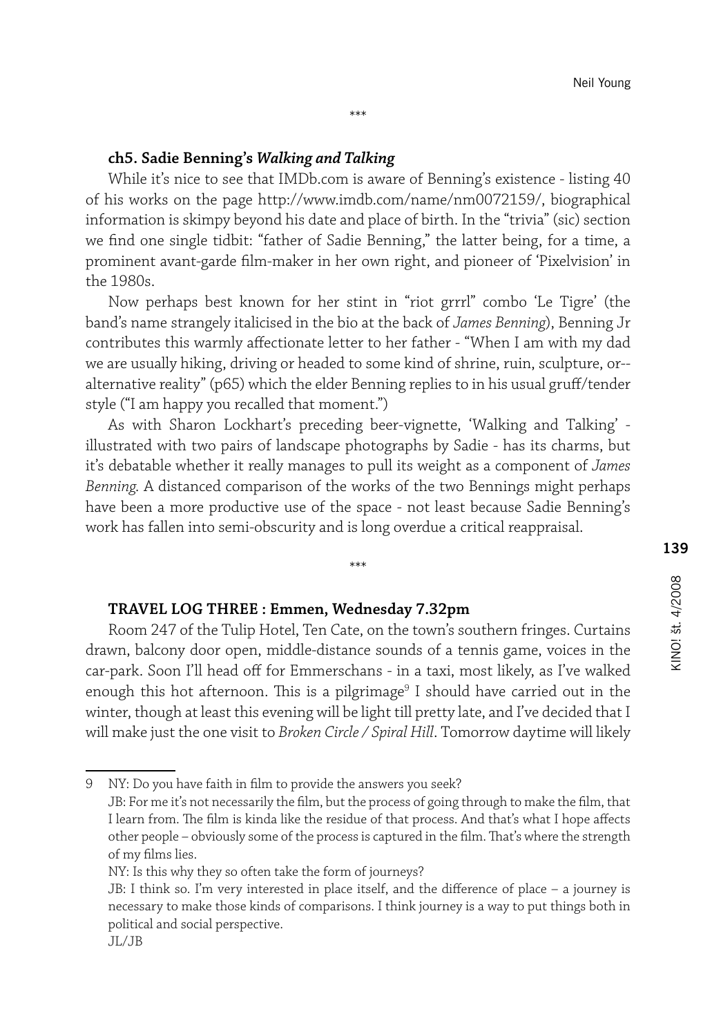\*\*\*

**ch5. Sadie Benning's *Walking and Talking***

While it's nice to see that IMDb.com is aware of Benning's existence - listing 40 of his works on the page http://www.imdb.com/name/nm0072159/, biographical information is skimpy beyond his date and place of birth. In the "trivia" (sic) section we find one single tidbit: "father of Sadie Benning," the latter being, for a time, a prominent avant-garde film-maker in her own right, and pioneer of 'Pixelvision' in the 1980s.

Now perhaps best known for her stint in "riot grrrl" combo 'Le Tigre' (the band's name strangely italicised in the bio at the back of *James Benning*), Benning Jr contributes this warmly affectionate letter to her father - "When I am with my dad we are usually hiking, driving or headed to some kind of shrine, ruin, sculpture, or--alternative reality" (p65) which the elder Benning replies to in his usual gruff/tender style ("I am happy you recalled that moment.")

As with Sharon Lockhart's preceding beer-vignette, 'Walking and Talking' - illustrated with two pairs of landscape photographs by Sadie - has its charms, but it's debatable whether it really manages to pull its weight as a component of *James Benning*. A distanced comparison of the works of the two Bennings might perhaps have been a more productive use of the space - not least because Sadie Benning's work has fallen into semi-obscurity and is long overdue a critical reappraisal.

\*\*\*

**TRAVEL LOG THREE : Emmen, Wednesday 7.32pm**

Room 247 of the Tulip Hotel, Ten Cate, on the town's southern fringes. Curtains drawn, balcony door open, middle-distance sounds of a tennis game, voices in the car-park. Soon I'll head off for Emmerschans - in a taxi, most likely, as I've walked enough this hot afternoon. This is a pilgrimage[9] I should have carried out in the winter, though at least this evening will be light till pretty late, and I've decided that I will make just the one visit to *Broken Circle / Spiral Hill*. Tomorrow daytime will likely

---

9 NY: Do you have faith in film to provide the answers you seek?
JB: For me it's not necessarily the film, but the process of going through to make the film, that I learn from. The film is kinda like the residue of that process. And that's what I hope affects other people – obviously some of the process is captured in the film. That's where the strength of my films lies.
NY: Is this why they so often take the form of journeys?
JB: I think so. I'm very interested in place itself, and the difference of place – a journey is necessary to make those kinds of comparisons. I think journey is a way to put things both in political and social perspective.
JL/JB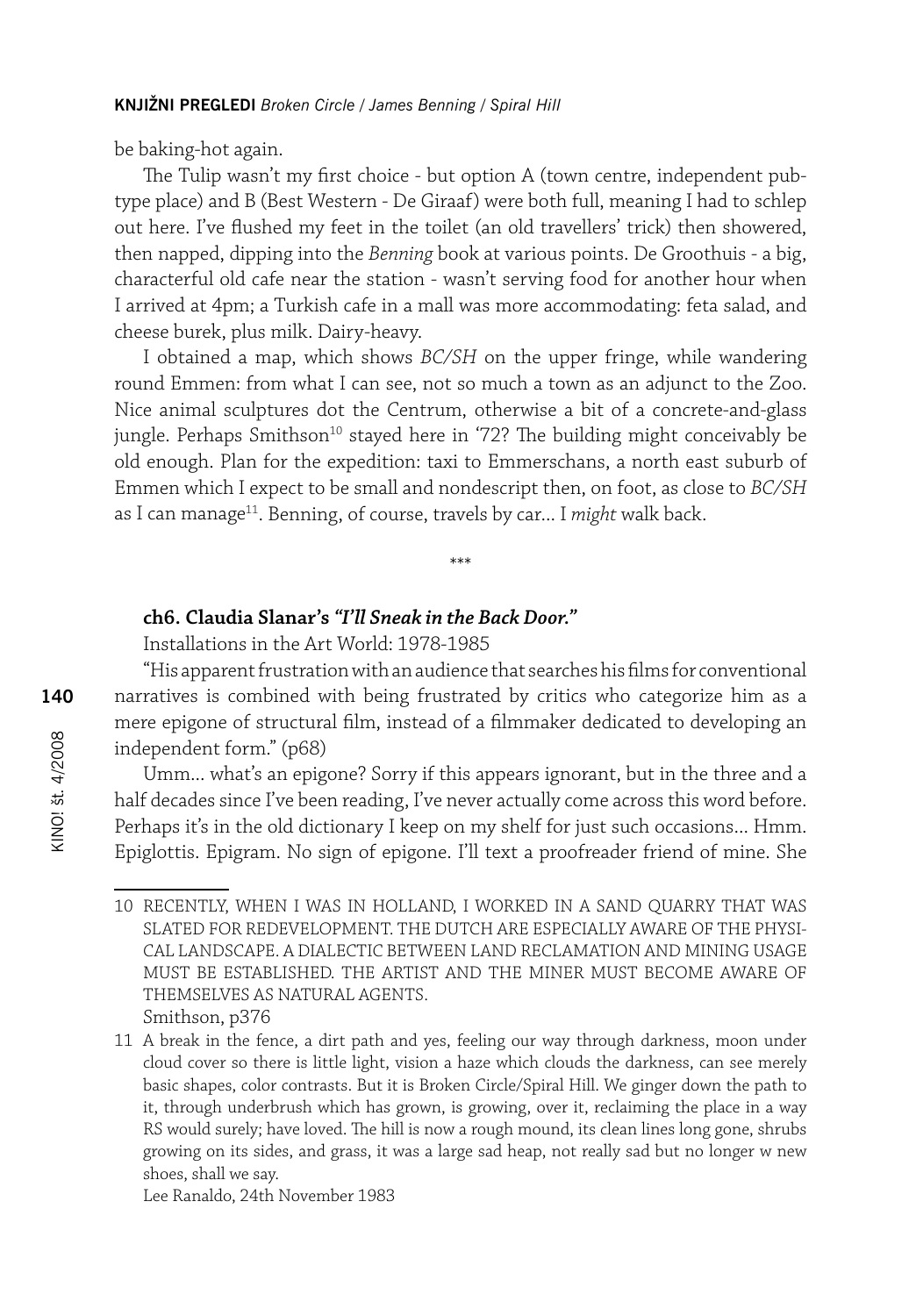be baking-hot again.

The Tulip wasn't my first choice - but option A (town centre, independent pub-type place) and B (Best Western - De Giraaf) were both full, meaning I had to schlep out here. I've flushed my feet in the toilet (an old travellers' trick) then showered, then napped, dipping into the *Benning* book at various points. De Groothuis - a big, characterful old cafe near the station - wasn't serving food for another hour when I arrived at 4pm; a Turkish cafe in a mall was more accommodating: feta salad, and cheese burek, plus milk. Dairy-heavy.

I obtained a map, which shows *BC/SH* on the upper fringe, while wandering round Emmen: from what I can see, not so much a town as an adjunct to the Zoo. Nice animal sculptures dot the Centrum, otherwise a bit of a concrete-and-glass jungle. Perhaps Smithson[10] stayed here in '72? The building might conceivably be old enough. Plan for the expedition: taxi to Emmerschans, a north east suburb of Emmen which I expect to be small and nondescript then, on foot, as close to *BC/SH* as I can manage[11]. Benning, of course, travels by car... I *might* walk back.

***

**ch6. Claudia Slanar's *"I'll Sneak in the Back Door."***

Installations in the Art World: 1978-1985

"His apparent frustration with an audience that searches his films for conventional narratives is combined with being frustrated by critics who categorize him as a mere epigone of structural film, instead of a filmmaker dedicated to developing an independent form." (p68)

Umm... what's an epigone? Sorry if this appears ignorant, but in the three and a half decades since I've been reading, I've never actually come across this word before. Perhaps it's in the old dictionary I keep on my shelf for just such occasions... Hmm. Epiglottis. Epigram. No sign of epigone. I'll text a proofreader friend of mine. She

---

10 RECENTLY, WHEN I WAS IN HOLLAND, I WORKED IN A SAND QUARRY THAT WAS SLATED FOR REDEVELOPMENT. THE DUTCH ARE ESPECIALLY AWARE OF THE PHYSICAL LANDSCAPE. A DIALECTIC BETWEEN LAND RECLAMATION AND MINING USAGE MUST BE ESTABLISHED. THE ARTIST AND THE MINER MUST BECOME AWARE OF THEMSELVES AS NATURAL AGENTS.
Smithson, p376

11 A break in the fence, a dirt path and yes, feeling our way through darkness, moon under cloud cover so there is little light, vision a haze which clouds the darkness, can see merely basic shapes, color contrasts. But it is Broken Circle/Spiral Hill. We ginger down the path to it, through underbrush which has grown, is growing, over it, reclaiming the place in a way RS would surely; have loved. The hill is now a rough mound, its clean lines long gone, shrubs growing on its sides, and grass, it was a large sad heap, not really sad but no longer w new shoes, shall we say.
Lee Ranaldo, 24th November 1983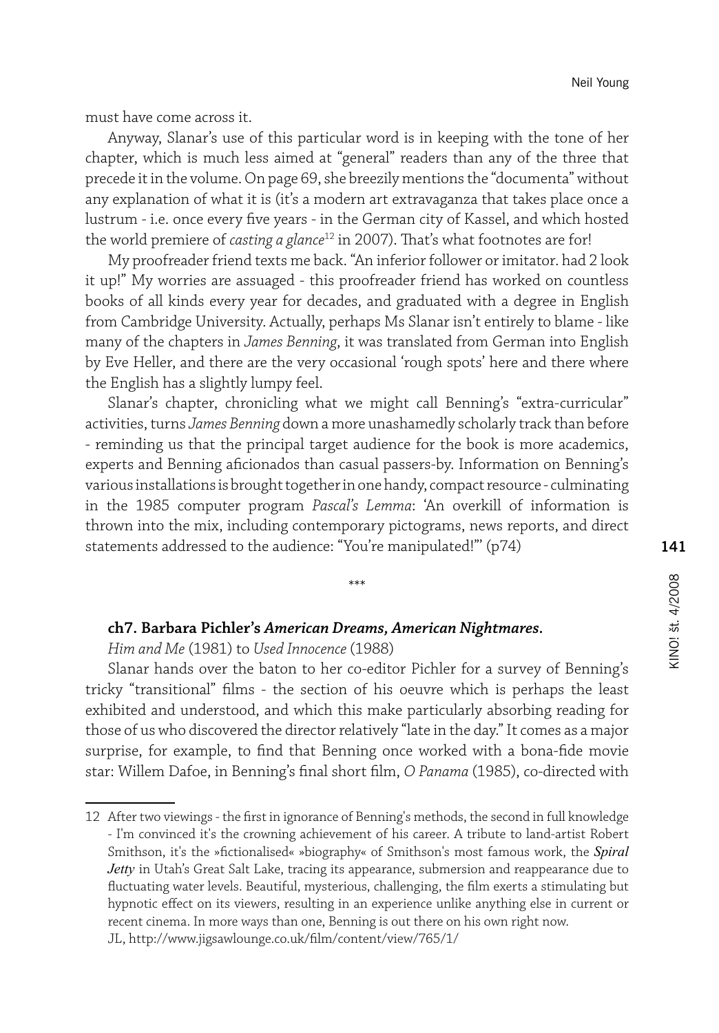must have come across it.

Anyway, Slanar's use of this particular word is in keeping with the tone of her chapter, which is much less aimed at "general" readers than any of the three that precede it in the volume. On page 69, she breezily mentions the "documenta" without any explanation of what it is (it's a modern art extravaganza that takes place once a lustrum - i.e. once every five years - in the German city of Kassel, and which hosted the world premiere of *casting a glance*[12] in 2007). That's what footnotes are for!

My proofreader friend texts me back. "An inferior follower or imitator. had 2 look it up!" My worries are assuaged - this proofreader friend has worked on countless books of all kinds every year for decades, and graduated with a degree in English from Cambridge University. Actually, perhaps Ms Slanar isn't entirely to blame - like many of the chapters in *James Benning*, it was translated from German into English by Eve Heller, and there are the very occasional 'rough spots' here and there where the English has a slightly lumpy feel.

Slanar's chapter, chronicling what we might call Benning's "extra-curricular" activities, turns *James Benning* down a more unashamedly scholarly track than before - reminding us that the principal target audience for the book is more academics, experts and Benning aficionados than casual passers-by. Information on Benning's various installations is brought together in one handy, compact resource - culminating in the 1985 computer program *Pascal's Lemma*: 'An overkill of information is thrown into the mix, including contemporary pictograms, news reports, and direct statements addressed to the audience: "You're manipulated!"' (p74)

\*\*\*

**ch7. Barbara Pichler's *American Dreams, American Nightmares*.**

*Him and Me* (1981) to *Used Innocence* (1988)

Slanar hands over the baton to her co-editor Pichler for a survey of Benning's tricky "transitional" films - the section of his oeuvre which is perhaps the least exhibited and understood, and which this make particularly absorbing reading for those of us who discovered the director relatively "late in the day." It comes as a major surprise, for example, to find that Benning once worked with a bona-fide movie star: Willem Dafoe, in Benning's final short film, *O Panama* (1985), co-directed with

---

12 After two viewings - the first in ignorance of Benning's methods, the second in full knowledge - I'm convinced it's the crowning achievement of his career. A tribute to land-artist Robert Smithson, it's the »fictionalised« »biography« of Smithson's most famous work, the ***Spiral Jetty*** in Utah's Great Salt Lake, tracing its appearance, submersion and reappearance due to fluctuating water levels. Beautiful, mysterious, challenging, the film exerts a stimulating but hypnotic effect on its viewers, resulting in an experience unlike anything else in current or recent cinema. In more ways than one, Benning is out there on his own right now.
JL, http://www.jigsawlounge.co.uk/film/content/view/765/1/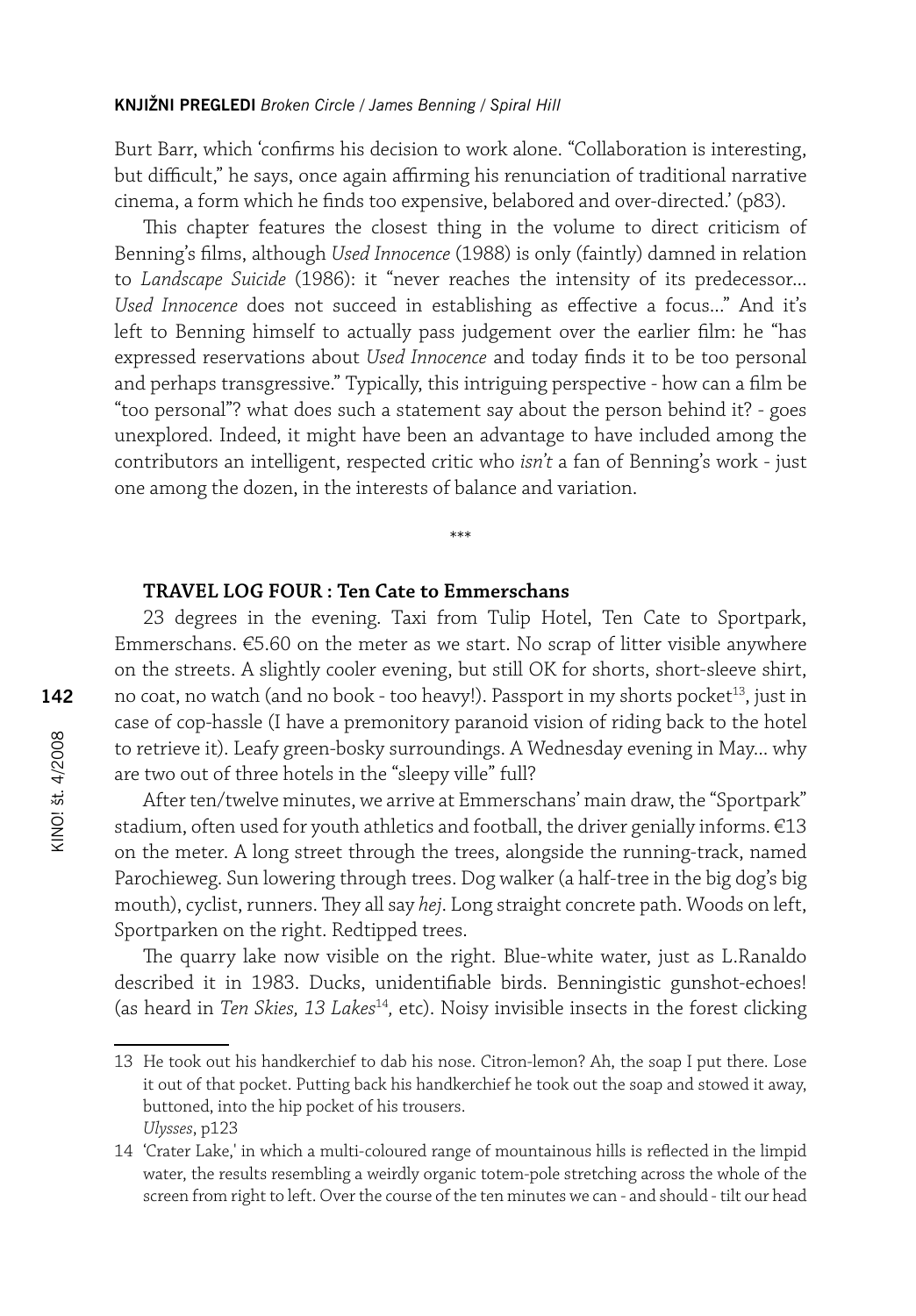Burt Barr, which 'confirms his decision to work alone. "Collaboration is interesting, but difficult," he says, once again affirming his renunciation of traditional narrative cinema, a form which he finds too expensive, belabored and over-directed.' (p83).

This chapter features the closest thing in the volume to direct criticism of Benning's films, although *Used Innocence* (1988) is only (faintly) damned in relation to *Landscape Suicide* (1986): it "never reaches the intensity of its predecessor... *Used Innocence* does not succeed in establishing as effective a focus..." And it's left to Benning himself to actually pass judgement over the earlier film: he "has expressed reservations about *Used Innocence* and today finds it to be too personal and perhaps transgressive." Typically, this intriguing perspective - how can a film be "too personal"? what does such a statement say about the person behind it? - goes unexplored. Indeed, it might have been an advantage to have included among the contributors an intelligent, respected critic who *isn't* a fan of Benning's work - just one among the dozen, in the interests of balance and variation.

\*\*\*

### TRAVEL LOG FOUR : Ten Cate to Emmerschans

23 degrees in the evening. Taxi from Tulip Hotel, Ten Cate to Sportpark, Emmerschans. €5.60 on the meter as we start. No scrap of litter visible anywhere on the streets. A slightly cooler evening, but still OK for shorts, short-sleeve shirt, no coat, no watch (and no book - too heavy!). Passport in my shorts pocket[13], just in case of cop-hassle (I have a premonitory paranoid vision of riding back to the hotel to retrieve it). Leafy green-bosky surroundings. A Wednesday evening in May... why are two out of three hotels in the "sleepy ville" full?

After ten/twelve minutes, we arrive at Emmerschans' main draw, the "Sportpark" stadium, often used for youth athletics and football, the driver genially informs. €13 on the meter. A long street through the trees, alongside the running-track, named Parochieweg. Sun lowering through trees. Dog walker (a half-tree in the big dog's big mouth), cyclist, runners. They all say *hej*. Long straight concrete path. Woods on left, Sportparken on the right. Redtipped trees.

The quarry lake now visible on the right. Blue-white water, just as L.Ranaldo described it in 1983. Ducks, unidentifiable birds. Benningistic gunshot-echoes! (as heard in *Ten Skies, 13 Lakes*[14], etc). Noisy invisible insects in the forest clicking

---

13 He took out his handkerchief to dab his nose. Citron-lemon? Ah, the soap I put there. Lose it out of that pocket. Putting back his handkerchief he took out the soap and stowed it away, buttoned, into the hip pocket of his trousers.
*Ulysses*, p123

14 'Crater Lake,' in which a multi-coloured range of mountainous hills is reflected in the limpid water, the results resembling a weirdly organic totem-pole stretching across the whole of the screen from right to left. Over the course of the ten minutes we can - and should - tilt our head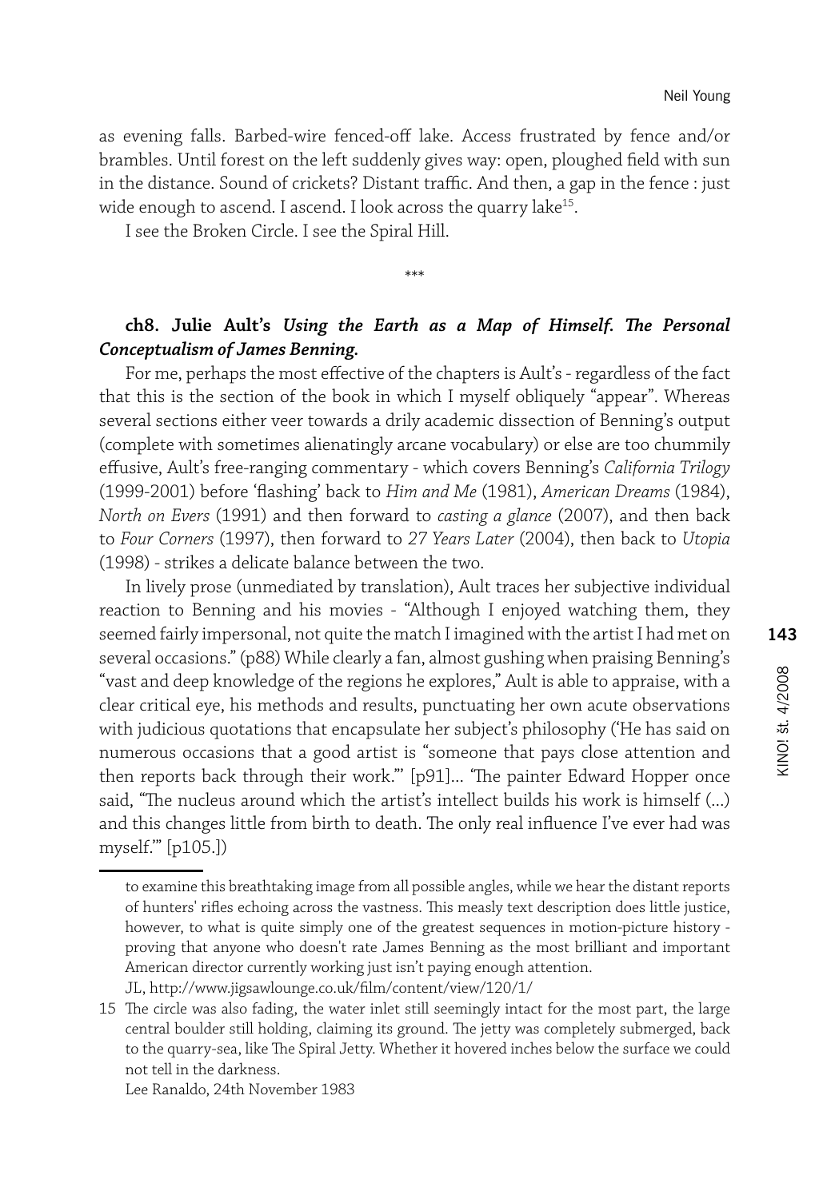as evening falls. Barbed-wire fenced-off lake. Access frustrated by fence and/or brambles. Until forest on the left suddenly gives way: open, ploughed field with sun in the distance. Sound of crickets? Distant traffic. And then, a gap in the fence : just wide enough to ascend. I ascend. I look across the quarry lake[15].

I see the Broken Circle. I see the Spiral Hill.

\*\*\*

### ch8. Julie Ault's *Using the Earth as a Map of Himself. The Personal Conceptualism of James Benning.*

For me, perhaps the most effective of the chapters is Ault's - regardless of the fact that this is the section of the book in which I myself obliquely "appear". Whereas several sections either veer towards a drily academic dissection of Benning's output (complete with sometimes alienatingly arcane vocabulary) or else are too chummily effusive, Ault's free-ranging commentary - which covers Benning's *California Trilogy* (1999-2001) before 'flashing' back to *Him and Me* (1981), *American Dreams* (1984), *North on Evers* (1991) and then forward to *casting a glance* (2007), and then back to *Four Corners* (1997), then forward to *27 Years Later* (2004), then back to *Utopia* (1998) - strikes a delicate balance between the two.

In lively prose (unmediated by translation), Ault traces her subjective individual reaction to Benning and his movies - "Although I enjoyed watching them, they seemed fairly impersonal, not quite the match I imagined with the artist I had met on several occasions." (p88) While clearly a fan, almost gushing when praising Benning's "vast and deep knowledge of the regions he explores," Ault is able to appraise, with a clear critical eye, his methods and results, punctuating her own acute observations with judicious quotations that encapsulate her subject's philosophy ('He has said on numerous occasions that a good artist is "someone that pays close attention and then reports back through their work."' [p91]... 'The painter Edward Hopper once said, "The nucleus around which the artist's intellect builds his work is himself (...) and this changes little from birth to death. The only real influence I've ever had was myself."' [p105.])

---

to examine this breathtaking image from all possible angles, while we hear the distant reports of hunters' rifles echoing across the vastness. This measly text description does little justice, however, to what is quite simply one of the greatest sequences in motion-picture history - proving that anyone who doesn't rate James Benning as the most brilliant and important American director currently working just isn't paying enough attention.
JL, http://www.jigsawlounge.co.uk/film/content/view/120/1/

15 The circle was also fading, the water inlet still seemingly intact for the most part, the large central boulder still holding, claiming its ground. The jetty was completely submerged, back to the quarry-sea, like The Spiral Jetty. Whether it hovered inches below the surface we could not tell in the darkness.
Lee Ranaldo, 24th November 1983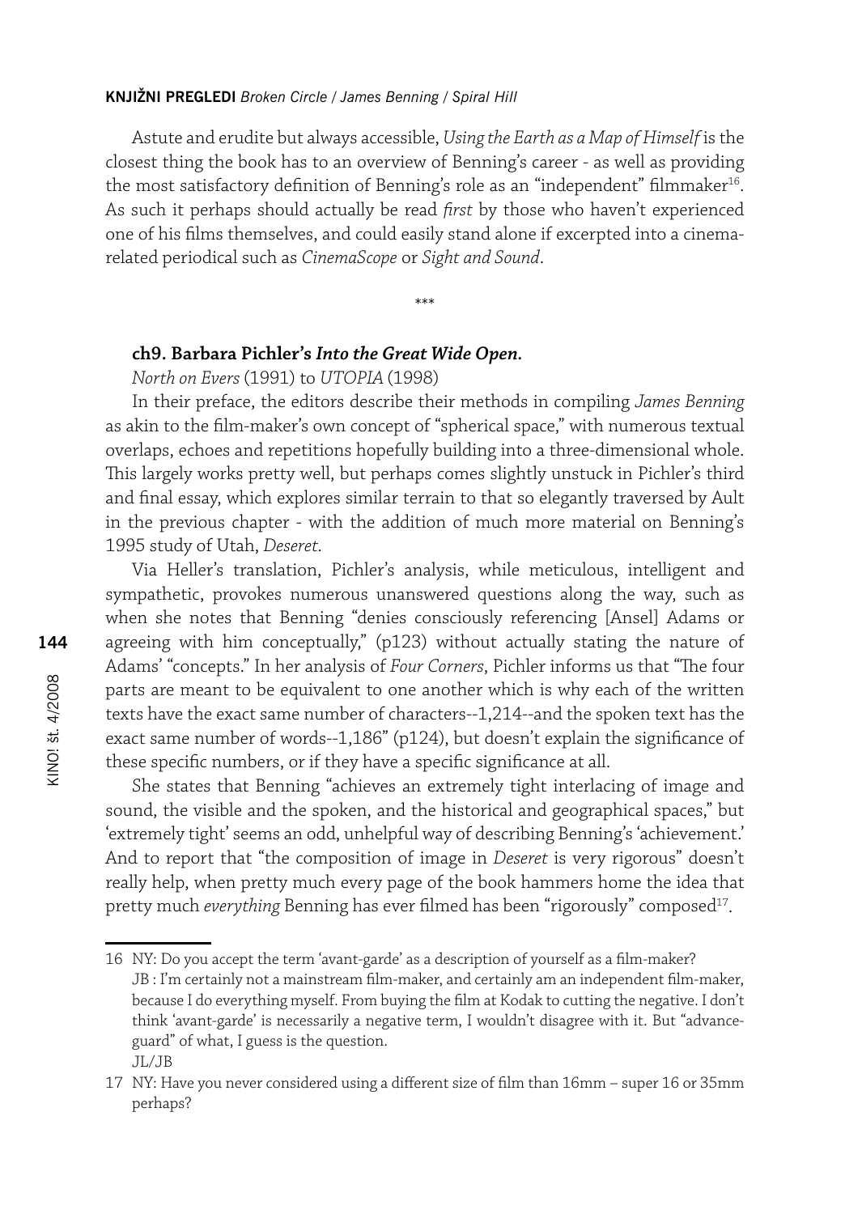Astute and erudite but always accessible, *Using the Earth as a Map of Himself* is the closest thing the book has to an overview of Benning's career - as well as providing the most satisfactory definition of Benning's role as an "independent" filmmaker[16]. As such it perhaps should actually be read *first* by those who haven't experienced one of his films themselves, and could easily stand alone if excerpted into a cinema-related periodical such as *CinemaScope* or *Sight and Sound*.

***

**ch9. Barbara Pichler's *Into the Great Wide Open.***

*North on Evers* (1991) to *UTOPIA* (1998)

In their preface, the editors describe their methods in compiling *James Benning* as akin to the film-maker's own concept of "spherical space," with numerous textual overlaps, echoes and repetitions hopefully building into a three-dimensional whole. This largely works pretty well, but perhaps comes slightly unstuck in Pichler's third and final essay, which explores similar terrain to that so elegantly traversed by Ault in the previous chapter - with the addition of much more material on Benning's 1995 study of Utah, *Deseret*.

Via Heller's translation, Pichler's analysis, while meticulous, intelligent and sympathetic, provokes numerous unanswered questions along the way, such as when she notes that Benning "denies consciously referencing [Ansel] Adams or agreeing with him conceptually," (p123) without actually stating the nature of Adams' "concepts." In her analysis of *Four Corners*, Pichler informs us that "The four parts are meant to be equivalent to one another which is why each of the written texts have the exact same number of characters--1,214--and the spoken text has the exact same number of words--1,186" (p124), but doesn't explain the significance of these specific numbers, or if they have a specific significance at all.

She states that Benning "achieves an extremely tight interlacing of image and sound, the visible and the spoken, and the historical and geographical spaces," but 'extremely tight' seems an odd, unhelpful way of describing Benning's 'achievement.' And to report that "the composition of image in *Deseret* is very rigorous" doesn't really help, when pretty much every page of the book hammers home the idea that pretty much *everything* Benning has ever filmed has been "rigorously" composed[17].

---

16 NY: Do you accept the term 'avant-garde' as a description of yourself as a film-maker?
JB : I'm certainly not a mainstream film-maker, and certainly am an independent film-maker, because I do everything myself. From buying the film at Kodak to cutting the negative. I don't think 'avant-garde' is necessarily a negative term, I wouldn't disagree with it. But "advance-guard" of what, I guess is the question.
JL/JB

17 NY: Have you never considered using a different size of film than 16mm – super 16 or 35mm perhaps?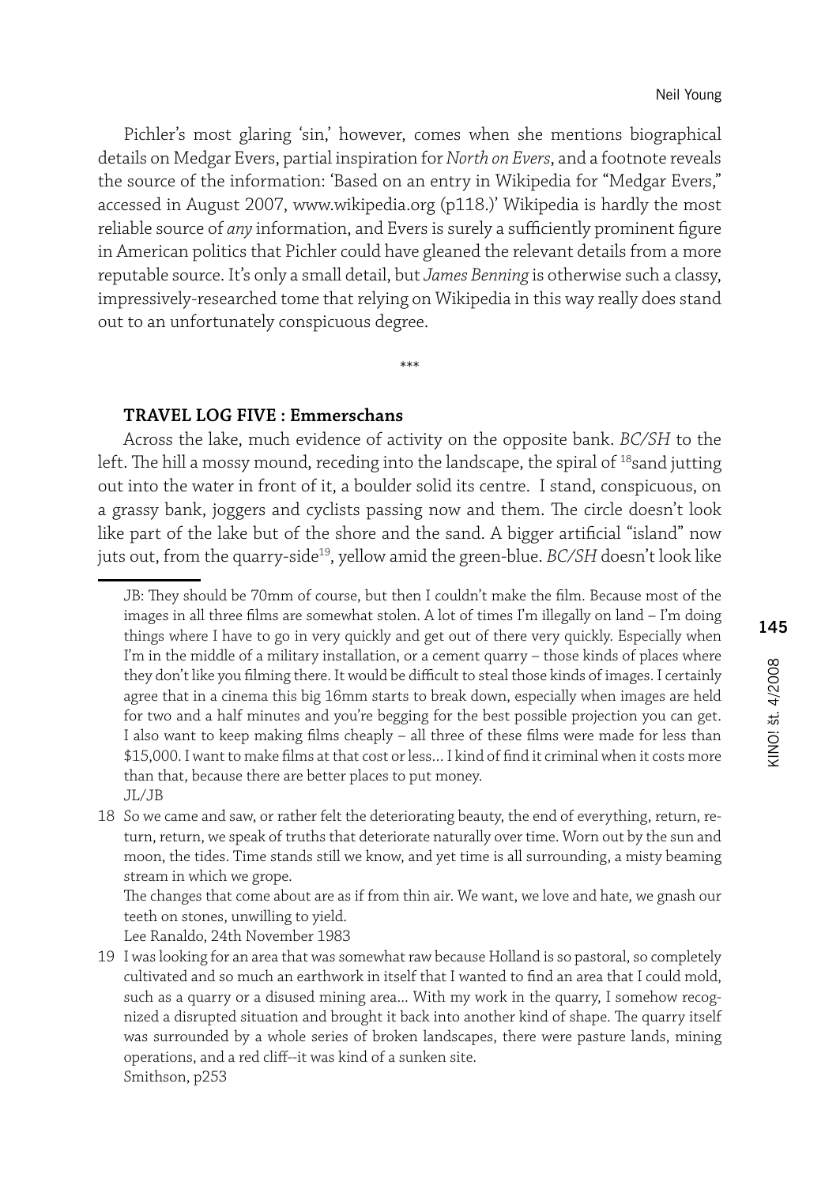Pichler's most glaring 'sin,' however, comes when she mentions biographical details on Medgar Evers, partial inspiration for *North on Evers*, and a footnote reveals the source of the information: 'Based on an entry in Wikipedia for "Medgar Evers," accessed in August 2007, www.wikipedia.org (p118.)' Wikipedia is hardly the most reliable source of *any* information, and Evers is surely a sufficiently prominent figure in American politics that Pichler could have gleaned the relevant details from a more reputable source. It's only a small detail, but *James Benning* is otherwise such a classy, impressively-researched tome that relying on Wikipedia in this way really does stand out to an unfortunately conspicuous degree.

\*\*\*

**TRAVEL LOG FIVE : Emmerschans**

Across the lake, much evidence of activity on the opposite bank. *BC/SH* to the left. The hill a mossy mound, receding into the landscape, the spiral of [18]sand jutting out into the water in front of it, a boulder solid its centre. I stand, conspicuous, on a grassy bank, joggers and cyclists passing now and them. The circle doesn't look like part of the lake but of the shore and the sand. A bigger artificial "island" now juts out, from the quarry-side[19], yellow amid the green-blue. *BC/SH* doesn't look like

---

JB: They should be 70mm of course, but then I couldn't make the film. Because most of the images in all three films are somewhat stolen. A lot of times I'm illegally on land – I'm doing things where I have to go in very quickly and get out of there very quickly. Especially when I'm in the middle of a military installation, or a cement quarry – those kinds of places where they don't like you filming there. It would be difficult to steal those kinds of images. I certainly agree that in a cinema this big 16mm starts to break down, especially when images are held for two and a half minutes and you're begging for the best possible projection you can get. I also want to keep making films cheaply – all three of these films were made for less than $15,000. I want to make films at that cost or less… I kind of find it criminal when it costs more than that, because there are better places to put money.
JL/JB

18 So we came and saw, or rather felt the deteriorating beauty, the end of everything, return, return, return, we speak of truths that deteriorate naturally over time. Worn out by the sun and moon, the tides. Time stands still we know, and yet time is all surrounding, a misty beaming stream in which we grope.
The changes that come about are as if from thin air. We want, we love and hate, we gnash our teeth on stones, unwilling to yield.
Lee Ranaldo, 24th November 1983

19 I was looking for an area that was somewhat raw because Holland is so pastoral, so completely cultivated and so much an earthwork in itself that I wanted to find an area that I could mold, such as a quarry or a disused mining area… With my work in the quarry, I somehow recognized a disrupted situation and brought it back into another kind of shape. The quarry itself was surrounded by a whole series of broken landscapes, there were pasture lands, mining operations, and a red cliff--it was kind of a sunken site.
Smithson, p253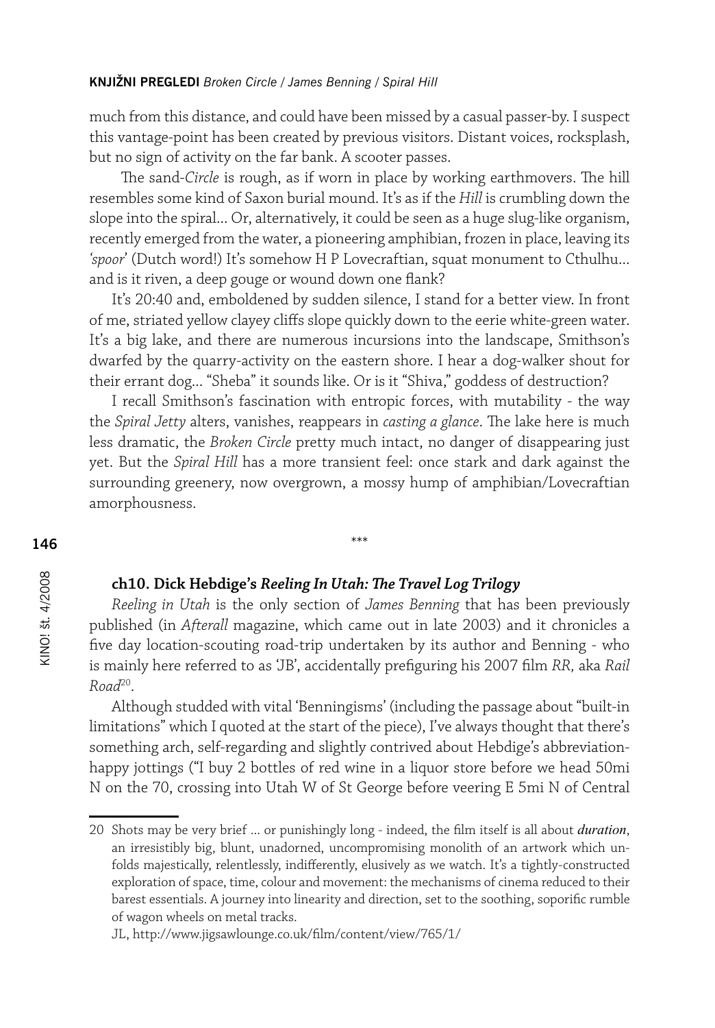much from this distance, and could have been missed by a casual passer-by. I suspect this vantage-point has been created by previous visitors. Distant voices, rocksplash, but no sign of activity on the far bank. A scooter passes.

The sand-*Circle* is rough, as if worn in place by working earthmovers. The hill resembles some kind of Saxon burial mound. It's as if the *Hill* is crumbling down the slope into the spiral... Or, alternatively, it could be seen as a huge slug-like organism, recently emerged from the water, a pioneering amphibian, frozen in place, leaving its *'spoor'* (Dutch word!) It's somehow H P Lovecraftian, squat monument to Cthulhu... and is it riven, a deep gouge or wound down one flank?

It's 20:40 and, emboldened by sudden silence, I stand for a better view. In front of me, striated yellow clayey cliffs slope quickly down to the eerie white-green water. It's a big lake, and there are numerous incursions into the landscape, Smithson's dwarfed by the quarry-activity on the eastern shore. I hear a dog-walker shout for their errant dog... "Sheba" it sounds like. Or is it "Shiva," goddess of destruction?

I recall Smithson's fascination with entropic forces, with mutability - the way the *Spiral Jetty* alters, vanishes, reappears in *casting a glance*. The lake here is much less dramatic, the *Broken Circle* pretty much intact, no danger of disappearing just yet. But the *Spiral Hill* has a more transient feel: once stark and dark against the surrounding greenery, now overgrown, a mossy hump of amphibian/Lovecraftian amorphousness.

\*\*\*

### ch10. Dick Hebdige's *Reeling In Utah: The Travel Log Trilogy*

*Reeling in Utah* is the only section of *James Benning* that has been previously published (in *Afterall* magazine, which came out in late 2003) and it chronicles a five day location-scouting road-trip undertaken by its author and Benning - who is mainly here referred to as 'JB', accidentally prefiguring his 2007 film *RR,* aka *Rail Road*[20].

Although studded with vital 'Benningisms' (including the passage about "built-in limitations" which I quoted at the start of the piece), I've always thought that there's something arch, self-regarding and slightly contrived about Hebdige's abbreviation-happy jottings ("I buy 2 bottles of red wine in a liquor store before we head 50mi N on the 70, crossing into Utah W of St George before veering E 5mi N of Central

---

20 Shots may be very brief ... or punishingly long - indeed, the film itself is all about ***duration***, an irresistibly big, blunt, unadorned, uncompromising monolith of an artwork which unfolds majestically, relentlessly, indifferently, elusively as we watch. It's a tightly-constructed exploration of space, time, colour and movement: the mechanisms of cinema reduced to their barest essentials. A journey into linearity and direction, set to the soothing, soporific rumble of wagon wheels on metal tracks.

JL, http://www.jigsawlounge.co.uk/film/content/view/765/1/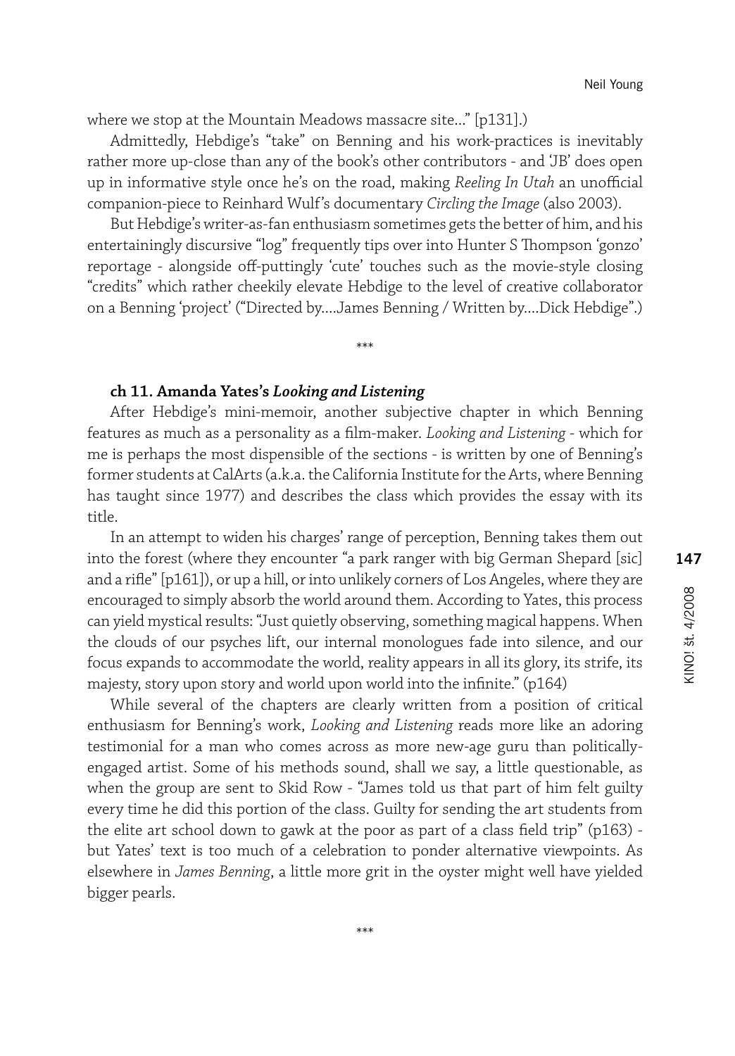where we stop at the Mountain Meadows massacre site..." [p131].)

Admittedly, Hebdige's "take" on Benning and his work-practices is inevitably rather more up-close than any of the book's other contributors - and 'JB' does open up in informative style once he's on the road, making *Reeling In Utah* an unofficial companion-piece to Reinhard Wulf's documentary *Circling the Image* (also 2003).

But Hebdige's writer-as-fan enthusiasm sometimes gets the better of him, and his entertainingly discursive "log" frequently tips over into Hunter S Thompson 'gonzo' reportage - alongside off-puttingly 'cute' touches such as the movie-style closing "credits" which rather cheekily elevate Hebdige to the level of creative collaborator on a Benning 'project' ("Directed by....James Benning / Written by....Dick Hebdige".)

\*\*\*

### ch 11. Amanda Yates's *Looking and Listening*

After Hebdige's mini-memoir, another subjective chapter in which Benning features as much as a personality as a film-maker. *Looking and Listening* - which for me is perhaps the most dispensible of the sections - is written by one of Benning's former students at CalArts (a.k.a. the California Institute for the Arts, where Benning has taught since 1977) and describes the class which provides the essay with its title.

In an attempt to widen his charges' range of perception, Benning takes them out into the forest (where they encounter "a park ranger with big German Shepard [sic] and a rifle" [p161]), or up a hill, or into unlikely corners of Los Angeles, where they are encouraged to simply absorb the world around them. According to Yates, this process can yield mystical results: "Just quietly observing, something magical happens. When the clouds of our psyches lift, our internal monologues fade into silence, and our focus expands to accommodate the world, reality appears in all its glory, its strife, its majesty, story upon story and world upon world into the infinite." (p164)

While several of the chapters are clearly written from a position of critical enthusiasm for Benning's work, *Looking and Listening* reads more like an adoring testimonial for a man who comes across as more new-age guru than politically-engaged artist. Some of his methods sound, shall we say, a little questionable, as when the group are sent to Skid Row - "James told us that part of him felt guilty every time he did this portion of the class. Guilty for sending the art students from the elite art school down to gawk at the poor as part of a class field trip" (p163) - but Yates' text is too much of a celebration to ponder alternative viewpoints. As elsewhere in *James Benning*, a little more grit in the oyster might well have yielded bigger pearls.

\*\*\*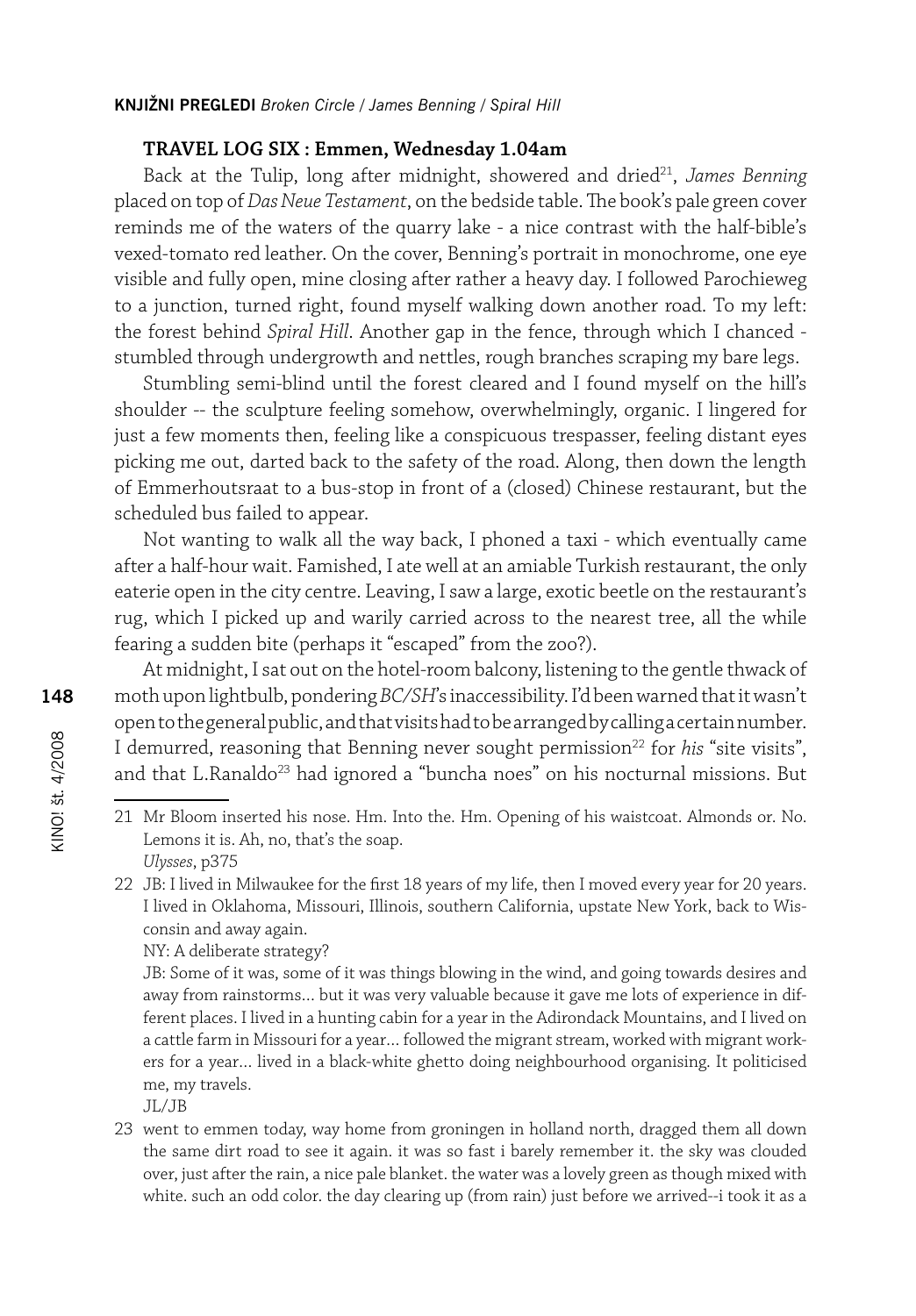## TRAVEL LOG SIX : Emmen, Wednesday 1.04am

Back at the Tulip, long after midnight, showered and dried[21], *James Benning* placed on top of *Das Neue Testament*, on the bedside table. The book's pale green cover reminds me of the waters of the quarry lake - a nice contrast with the half-bible's vexed-tomato red leather. On the cover, Benning's portrait in monochrome, one eye visible and fully open, mine closing after rather a heavy day. I followed Parochieweg to a junction, turned right, found myself walking down another road. To my left: the forest behind *Spiral Hill*. Another gap in the fence, through which I chanced - stumbled through undergrowth and nettles, rough branches scraping my bare legs.

Stumbling semi-blind until the forest cleared and I found myself on the hill's shoulder -- the sculpture feeling somehow, overwhelmingly, organic. I lingered for just a few moments then, feeling like a conspicuous trespasser, feeling distant eyes picking me out, darted back to the safety of the road. Along, then down the length of Emmerhoutsraat to a bus-stop in front of a (closed) Chinese restaurant, but the scheduled bus failed to appear.

Not wanting to walk all the way back, I phoned a taxi - which eventually came after a half-hour wait. Famished, I ate well at an amiable Turkish restaurant, the only eaterie open in the city centre. Leaving, I saw a large, exotic beetle on the restaurant's rug, which I picked up and warily carried across to the nearest tree, all the while fearing a sudden bite (perhaps it "escaped" from the zoo?).

At midnight, I sat out on the hotel-room balcony, listening to the gentle thwack of moth upon lightbulb, pondering *BC/SH*'s inaccessibility. I'd been warned that it wasn't open to the general public, and that visits had to be arranged by calling a certain number. I demurred, reasoning that Benning never sought permission[22] for *his* "site visits", and that L.Ranaldo[23] had ignored a "buncha noes" on his nocturnal missions. But

---

21 Mr Bloom inserted his nose. Hm. Into the. Hm. Opening of his waistcoat. Almonds or. No. Lemons it is. Ah, no, that's the soap.
*Ulysses*, p375

22 JB: I lived in Milwaukee for the first 18 years of my life, then I moved every year for 20 years. I lived in Oklahoma, Missouri, Illinois, southern California, upstate New York, back to Wisconsin and away again.
NY: A deliberate strategy?
JB: Some of it was, some of it was things blowing in the wind, and going towards desires and away from rainstorms... but it was very valuable because it gave me lots of experience in different places. I lived in a hunting cabin for a year in the Adirondack Mountains, and I lived on a cattle farm in Missouri for a year... followed the migrant stream, worked with migrant workers for a year... lived in a black-white ghetto doing neighbourhood organising. It politicised me, my travels.
JL/JB

23 went to emmen today, way home from groningen in holland north, dragged them all down the same dirt road to see it again. it was so fast i barely remember it. the sky was clouded over, just after the rain, a nice pale blanket. the water was a lovely green as though mixed with white. such an odd color. the day clearing up (from rain) just before we arrived--i took it as a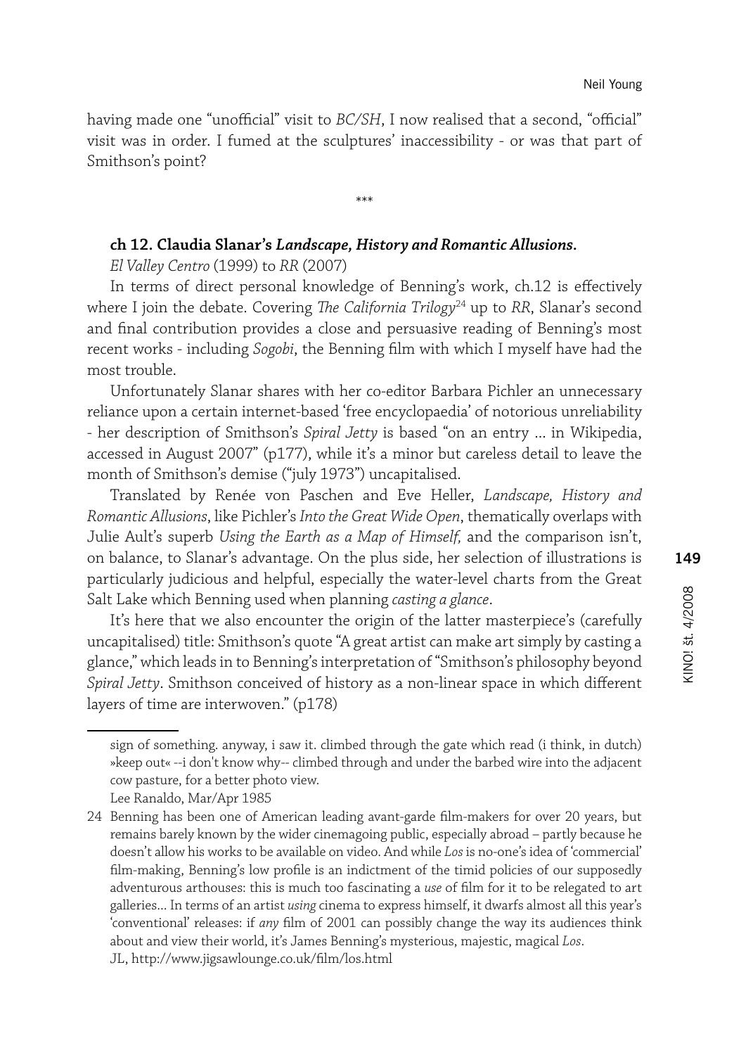having made one "unofficial" visit to *BC/SH*, I now realised that a second, "official" visit was in order. I fumed at the sculptures' inaccessibility - or was that part of Smithson's point?

\*\*\*

### ch 12. Claudia Slanar's *Landscape, History and Romantic Allusions*.

*El Valley Centro* (1999) to *RR* (2007)

In terms of direct personal knowledge of Benning's work, ch.12 is effectively where I join the debate. Covering *The California Trilogy*[24] up to *RR*, Slanar's second and final contribution provides a close and persuasive reading of Benning's most recent works - including *Sogobi*, the Benning film with which I myself have had the most trouble.

Unfortunately Slanar shares with her co-editor Barbara Pichler an unnecessary reliance upon a certain internet-based 'free encyclopaedia' of notorious unreliability - her description of Smithson's *Spiral Jetty* is based "on an entry ... in Wikipedia, accessed in August 2007" (p177), while it's a minor but careless detail to leave the month of Smithson's demise ("july 1973") uncapitalised.

Translated by Renée von Paschen and Eve Heller, *Landscape, History and Romantic Allusions*, like Pichler's *Into the Great Wide Open*, thematically overlaps with Julie Ault's superb *Using the Earth as a Map of Himself,* and the comparison isn't, on balance, to Slanar's advantage. On the plus side, her selection of illustrations is particularly judicious and helpful, especially the water-level charts from the Great Salt Lake which Benning used when planning *casting a glance*.

It's here that we also encounter the origin of the latter masterpiece's (carefully uncapitalised) title: Smithson's quote "A great artist can make art simply by casting a glance," which leads in to Benning's interpretation of "Smithson's philosophy beyond *Spiral Jetty*. Smithson conceived of history as a non-linear space in which different layers of time are interwoven." (p178)

---

sign of something. anyway, i saw it. climbed through the gate which read (i think, in dutch) »keep out« --i don't know why-- climbed through and under the barbed wire into the adjacent cow pasture, for a better photo view.
Lee Ranaldo, Mar/Apr 1985

24 Benning has been one of American leading avant-garde film-makers for over 20 years, but remains barely known by the wider cinemagoing public, especially abroad – partly because he doesn't allow his works to be available on video. And while *Los* is no-one's idea of 'commercial' film-making, Benning's low profile is an indictment of the timid policies of our supposedly adventurous arthouses: this is much too fascinating a *use* of film for it to be relegated to art galleries... In terms of an artist *using* cinema to express himself, it dwarfs almost all this year's 'conventional' releases: if *any* film of 2001 can possibly change the way its audiences think about and view their world, it's James Benning's mysterious, majestic, magical *Los*.
JL, http://www.jigsawlounge.co.uk/film/los.html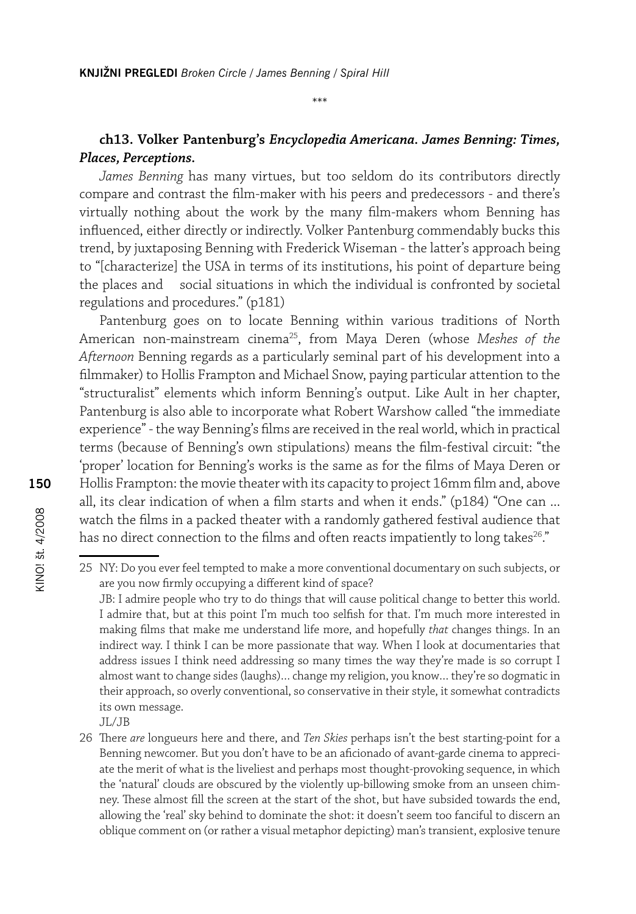\*\*\*

**ch13. Volker Pantenburg's *Encyclopedia Americana. James Benning: Times, Places, Perceptions.***

*James Benning* has many virtues, but too seldom do its contributors directly compare and contrast the film-maker with his peers and predecessors - and there's virtually nothing about the work by the many film-makers whom Benning has influenced, either directly or indirectly. Volker Pantenburg commendably bucks this trend, by juxtaposing Benning with Frederick Wiseman - the latter's approach being to "[characterize] the USA in terms of its institutions, his point of departure being the places and social situations in which the individual is confronted by societal regulations and procedures." (p181)

Pantenburg goes on to locate Benning within various traditions of North American non-mainstream cinema[25], from Maya Deren (whose *Meshes of the Afternoon* Benning regards as a particularly seminal part of his development into a filmmaker) to Hollis Frampton and Michael Snow, paying particular attention to the "structuralist" elements which inform Benning's output. Like Ault in her chapter, Pantenburg is also able to incorporate what Robert Warshow called "the immediate experience" - the way Benning's films are received in the real world, which in practical terms (because of Benning's own stipulations) means the film-festival circuit: "the 'proper' location for Benning's works is the same as for the films of Maya Deren or Hollis Frampton: the movie theater with its capacity to project 16mm film and, above all, its clear indication of when a film starts and when it ends." (p184) "One can ... watch the films in a packed theater with a randomly gathered festival audience that has no direct connection to the films and often reacts impatiently to long takes[26]."

---

25 NY: Do you ever feel tempted to make a more conventional documentary on such subjects, or are you now firmly occupying a different kind of space?
JB: I admire people who try to do things that will cause political change to better this world. I admire that, but at this point I'm much too selfish for that. I'm much more interested in making films that make me understand life more, and hopefully *that* changes things. In an indirect way. I think I can be more passionate that way. When I look at documentaries that address issues I think need addressing so many times the way they're made is so corrupt I almost want to change sides (laughs)... change my religion, you know... they're so dogmatic in their approach, so overly conventional, so conservative in their style, it somewhat contradicts its own message.
JL/JB

26 There *are* longueurs here and there, and *Ten Skies* perhaps isn't the best starting-point for a Benning newcomer. But you don't have to be an aficionado of avant-garde cinema to appreciate the merit of what is the liveliest and perhaps most thought-provoking sequence, in which the 'natural' clouds are obscured by the violently up-billowing smoke from an unseen chimney. These almost fill the screen at the start of the shot, but have subsided towards the end, allowing the 'real' sky behind to dominate the shot: it doesn't seem too fanciful to discern an oblique comment on (or rather a visual metaphor depicting) man's transient, explosive tenure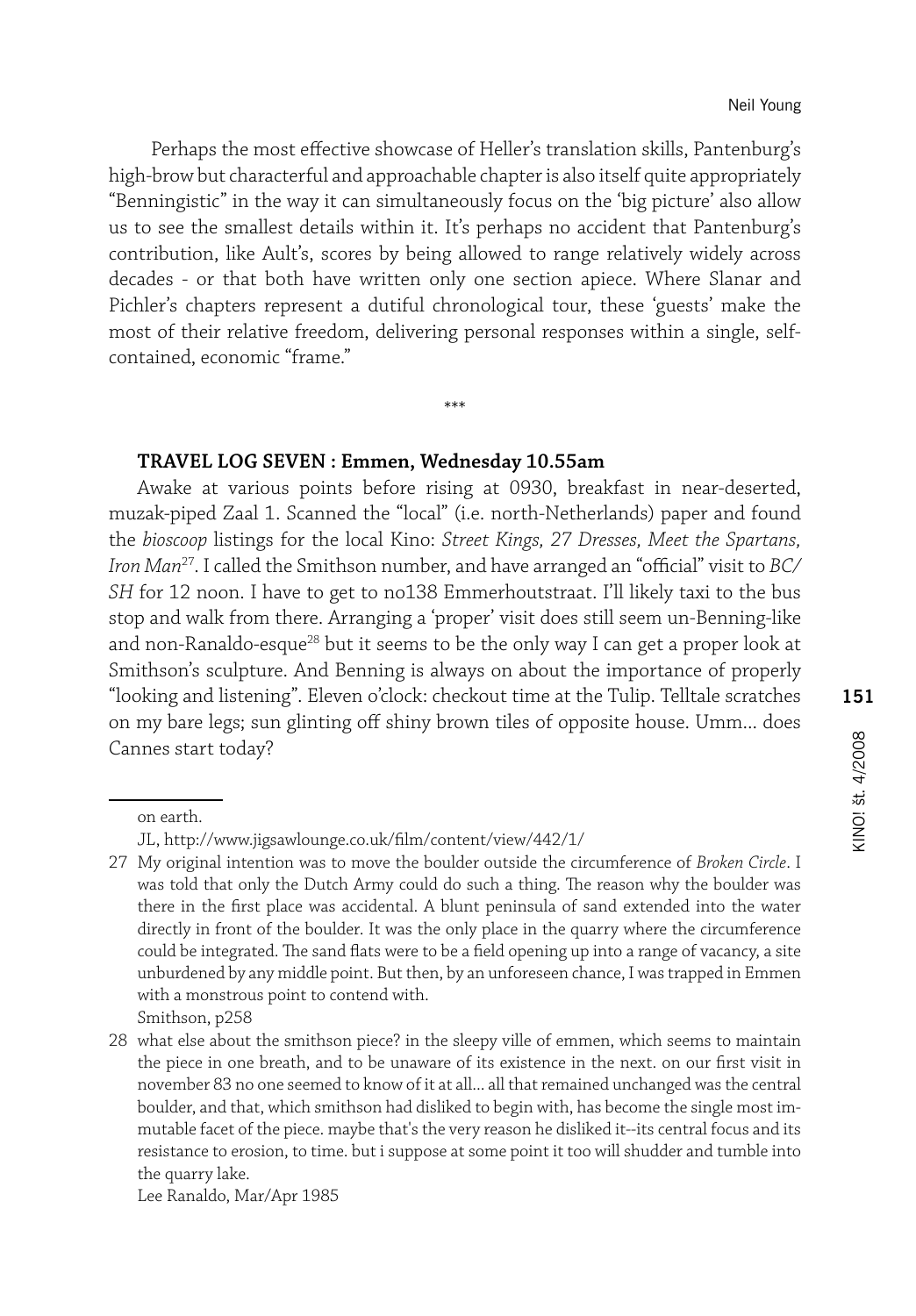Perhaps the most effective showcase of Heller's translation skills, Pantenburg's high-brow but characterful and approachable chapter is also itself quite appropriately "Benningistic" in the way it can simultaneously focus on the 'big picture' also allow us to see the smallest details within it. It's perhaps no accident that Pantenburg's contribution, like Ault's, scores by being allowed to range relatively widely across decades - or that both have written only one section apiece. Where Slanar and Pichler's chapters represent a dutiful chronological tour, these 'guests' make the most of their relative freedom, delivering personal responses within a single, self-contained, economic "frame."

\*\*\*

**TRAVEL LOG SEVEN : Emmen, Wednesday 10.55am**

Awake at various points before rising at 0930, breakfast in near-deserted, muzak-piped Zaal 1. Scanned the "local" (i.e. north-Netherlands) paper and found the *bioscoop* listings for the local Kino: *Street Kings, 27 Dresses, Meet the Spartans, Iron Man*[27]. I called the Smithson number, and have arranged an "official" visit to *BC/SH* for 12 noon. I have to get to no138 Emmerhoutstraat. I'll likely taxi to the bus stop and walk from there. Arranging a 'proper' visit does still seem un-Benning-like and non-Ranaldo-esque[28] but it seems to be the only way I can get a proper look at Smithson's sculpture. And Benning is always on about the importance of properly "looking and listening". Eleven o'clock: checkout time at the Tulip. Telltale scratches on my bare legs; sun glinting off shiny brown tiles of opposite house. Umm... does Cannes start today?

---

on earth.

JL, http://www.jigsawlounge.co.uk/film/content/view/442/1/

27 My original intention was to move the boulder outside the circumference of *Broken Circle*. I was told that only the Dutch Army could do such a thing. The reason why the boulder was there in the first place was accidental. A blunt peninsula of sand extended into the water directly in front of the boulder. It was the only place in the quarry where the circumference could be integrated. The sand flats were to be a field opening up into a range of vacancy, a site unburdened by any middle point. But then, by an unforeseen chance, I was trapped in Emmen with a monstrous point to contend with.
Smithson, p258

28 what else about the smithson piece? in the sleepy ville of emmen, which seems to maintain the piece in one breath, and to be unaware of its existence in the next. on our first visit in november 83 no one seemed to know of it at all... all that remained unchanged was the central boulder, and that, which smithson had disliked to begin with, has become the single most immutable facet of the piece. maybe that's the very reason he disliked it--its central focus and its resistance to erosion, to time. but i suppose at some point it too will shudder and tumble into the quarry lake.
Lee Ranaldo, Mar/Apr 1985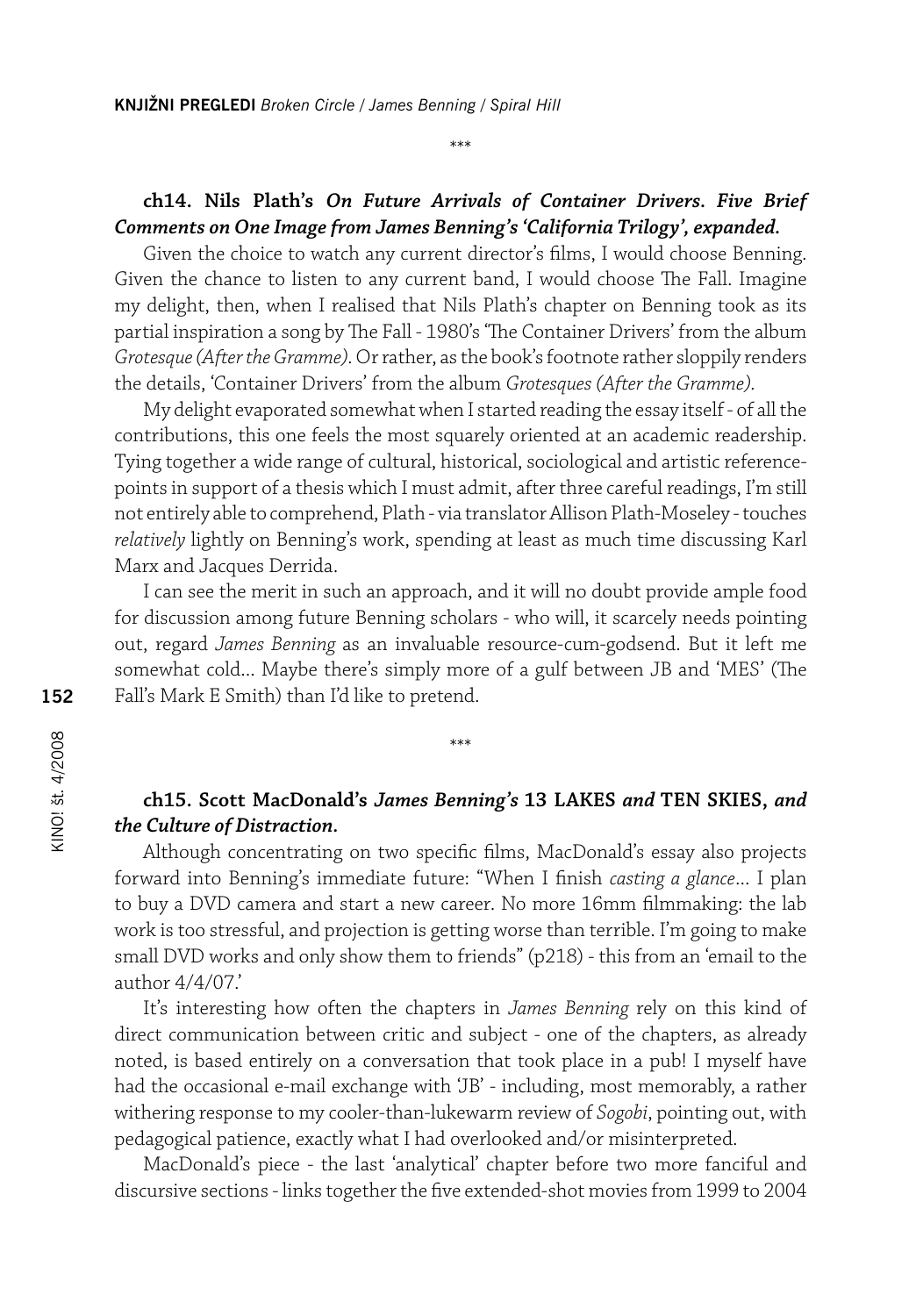\*\*\*

**ch14. Nils Plath's *On Future Arrivals of Container Drivers. Five Brief Comments on One Image from James Benning's 'California Trilogy', expanded.***

Given the choice to watch any current director's films, I would choose Benning. Given the chance to listen to any current band, I would choose The Fall. Imagine my delight, then, when I realised that Nils Plath's chapter on Benning took as its partial inspiration a song by The Fall - 1980's 'The Container Drivers' from the album *Grotesque (After the Gramme)*. Or rather, as the book's footnote rather sloppily renders the details, 'Container Drivers' from the album *Grotesques (After the Gramme)*.

My delight evaporated somewhat when I started reading the essay itself - of all the contributions, this one feels the most squarely oriented at an academic readership. Tying together a wide range of cultural, historical, sociological and artistic reference-points in support of a thesis which I must admit, after three careful readings, I'm still not entirely able to comprehend, Plath - via translator Allison Plath-Moseley - touches *relatively* lightly on Benning's work, spending at least as much time discussing Karl Marx and Jacques Derrida.

I can see the merit in such an approach, and it will no doubt provide ample food for discussion among future Benning scholars - who will, it scarcely needs pointing out, regard *James Benning* as an invaluable resource-cum-godsend. But it left me somewhat cold... Maybe there's simply more of a gulf between JB and 'MES' (The Fall's Mark E Smith) than I'd like to pretend.

\*\*\*

**ch15. Scott MacDonald's *James Benning's* 13 LAKES *and* TEN SKIES, *and the Culture of Distraction.***

Although concentrating on two specific films, MacDonald's essay also projects forward into Benning's immediate future: "When I finish *casting a glance*... I plan to buy a DVD camera and start a new career. No more 16mm filmmaking: the lab work is too stressful, and projection is getting worse than terrible. I'm going to make small DVD works and only show them to friends" (p218) - this from an 'email to the author 4/4/07.'

It's interesting how often the chapters in *James Benning* rely on this kind of direct communication between critic and subject - one of the chapters, as already noted, is based entirely on a conversation that took place in a pub! I myself have had the occasional e-mail exchange with 'JB' - including, most memorably, a rather withering response to my cooler-than-lukewarm review of *Sogobi*, pointing out, with pedagogical patience, exactly what I had overlooked and/or misinterpreted.

MacDonald's piece - the last 'analytical' chapter before two more fanciful and discursive sections - links together the five extended-shot movies from 1999 to 2004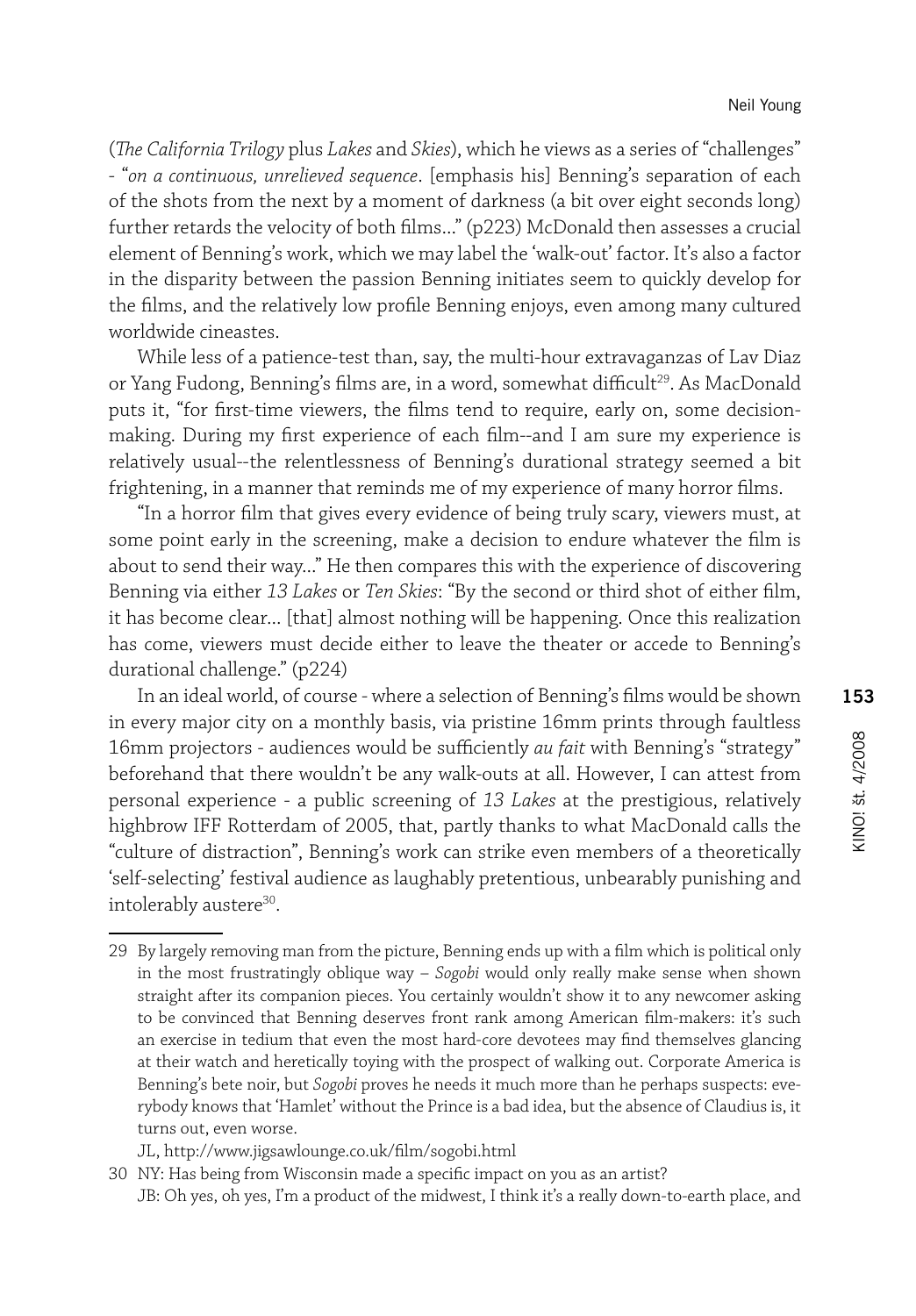(*The California Trilogy* plus *Lakes* and *Skies*), which he views as a series of "challenges" - "*on a continuous, unrelieved sequence*. [emphasis his] Benning's separation of each of the shots from the next by a moment of darkness (a bit over eight seconds long) further retards the velocity of both films..." (p223) McDonald then assesses a crucial element of Benning's work, which we may label the 'walk-out' factor. It's also a factor in the disparity between the passion Benning initiates seem to quickly develop for the films, and the relatively low profile Benning enjoys, even among many cultured worldwide cineastes.

While less of a patience-test than, say, the multi-hour extravaganzas of Lav Diaz or Yang Fudong, Benning's films are, in a word, somewhat difficult[29]. As MacDonald puts it, "for first-time viewers, the films tend to require, early on, some decision-making. During my first experience of each film--and I am sure my experience is relatively usual--the relentlessness of Benning's durational strategy seemed a bit frightening, in a manner that reminds me of my experience of many horror films.

"In a horror film that gives every evidence of being truly scary, viewers must, at some point early in the screening, make a decision to endure whatever the film is about to send their way..." He then compares this with the experience of discovering Benning via either *13 Lakes* or *Ten Skies*: "By the second or third shot of either film, it has become clear... [that] almost nothing will be happening. Once this realization has come, viewers must decide either to leave the theater or accede to Benning's durational challenge." (p224)

In an ideal world, of course - where a selection of Benning's films would be shown in every major city on a monthly basis, via pristine 16mm prints through faultless 16mm projectors - audiences would be sufficiently *au fait* with Benning's "strategy" beforehand that there wouldn't be any walk-outs at all. However, I can attest from personal experience - a public screening of *13 Lakes* at the prestigious, relatively highbrow IFF Rotterdam of 2005, that, partly thanks to what MacDonald calls the "culture of distraction", Benning's work can strike even members of a theoretically 'self-selecting' festival audience as laughably pretentious, unbearably punishing and intolerably austere[30].

---

29 By largely removing man from the picture, Benning ends up with a film which is political only in the most frustratingly oblique way – *Sogobi* would only really make sense when shown straight after its companion pieces. You certainly wouldn't show it to any newcomer asking to be convinced that Benning deserves front rank among American film-makers: it's such an exercise in tedium that even the most hard-core devotees may find themselves glancing at their watch and heretically toying with the prospect of walking out. Corporate America is Benning's bete noir, but *Sogobi* proves he needs it much more than he perhaps suspects: everybody knows that 'Hamlet' without the Prince is a bad idea, but the absence of Claudius is, it turns out, even worse.

JL, http://www.jigsawlounge.co.uk/film/sogobi.html

30 NY: Has being from Wisconsin made a specific impact on you as an artist?
JB: Oh yes, oh yes, I'm a product of the midwest, I think it's a really down-to-earth place, and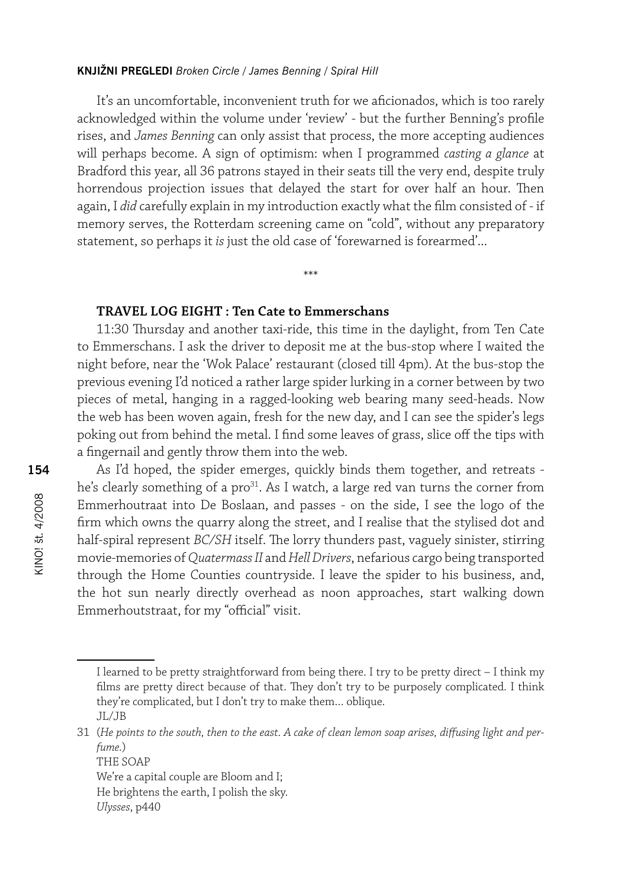It's an uncomfortable, inconvenient truth for we aficionados, which is too rarely acknowledged within the volume under 'review' - but the further Benning's profile rises, and *James Benning* can only assist that process, the more accepting audiences will perhaps become. A sign of optimism: when I programmed *casting a glance* at Bradford this year, all 36 patrons stayed in their seats till the very end, despite truly horrendous projection issues that delayed the start for over half an hour. Then again, I *did* carefully explain in my introduction exactly what the film consisted of - if memory serves, the Rotterdam screening came on "cold", without any preparatory statement, so perhaps it *is* just the old case of 'forewarned is forearmed'...

\*\*\*

### TRAVEL LOG EIGHT : Ten Cate to Emmerschans

11:30 Thursday and another taxi-ride, this time in the daylight, from Ten Cate to Emmerschans. I ask the driver to deposit me at the bus-stop where I waited the night before, near the 'Wok Palace' restaurant (closed till 4pm). At the bus-stop the previous evening I'd noticed a rather large spider lurking in a corner between by two pieces of metal, hanging in a ragged-looking web bearing many seed-heads. Now the web has been woven again, fresh for the new day, and I can see the spider's legs poking out from behind the metal. I find some leaves of grass, slice off the tips with a fingernail and gently throw them into the web.

As I'd hoped, the spider emerges, quickly binds them together, and retreats - he's clearly something of a pro[31]. As I watch, a large red van turns the corner from Emmerhoutraat into De Boslaan, and passes - on the side, I see the logo of the firm which owns the quarry along the street, and I realise that the stylised dot and half-spiral represent *BC/SH* itself. The lorry thunders past, vaguely sinister, stirring movie-memories of *Quatermass II* and *Hell Drivers*, nefarious cargo being transported through the Home Counties countryside. I leave the spider to his business, and, the hot sun nearly directly overhead as noon approaches, start walking down Emmerhoutstraat, for my "official" visit.

---

I learned to be pretty straightforward from being there. I try to be pretty direct – I think my films are pretty direct because of that. They don't try to be purposely complicated. I think they're complicated, but I don't try to make them... oblique.
JL/JB

31 (*He points to the south, then to the east. A cake of clean lemon soap arises, diffusing light and perfume.*)
THE SOAP
We're a capital couple are Bloom and I;
He brightens the earth, I polish the sky.
*Ulysses*, p440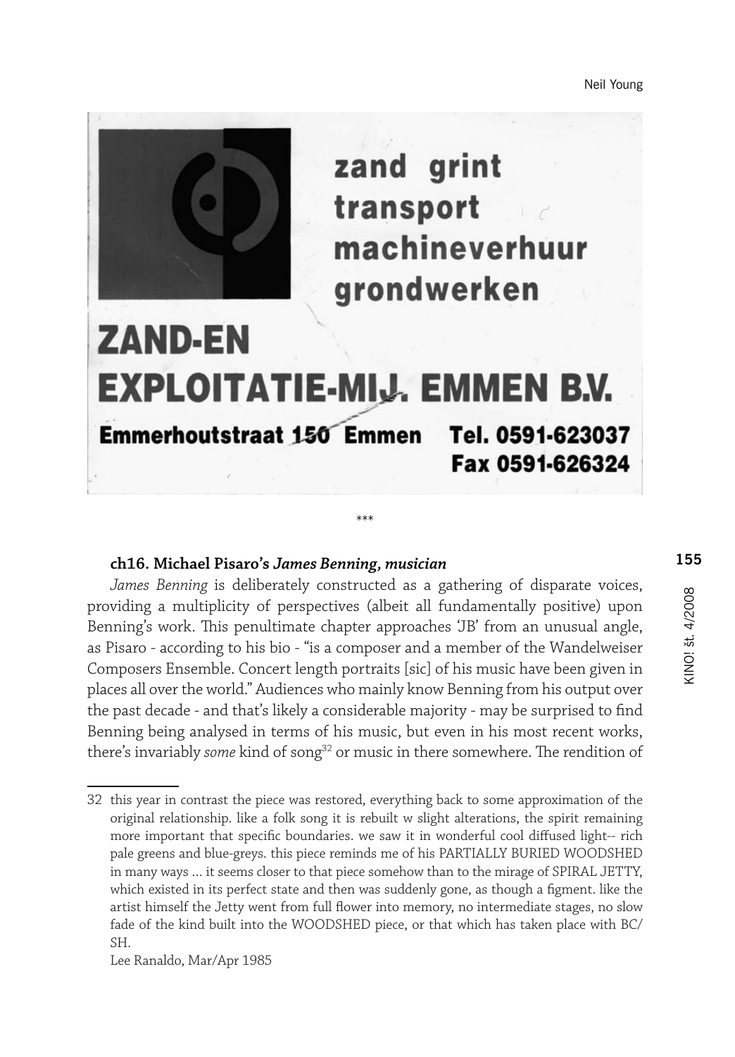zand grint
transport
machineverhuur
grondwerken

ZAND-EN
EXPLOITATIE-MIJ. EMMEN B.V.

Emmerhoutstraat 150 Emmen Tel. 0591-623037
Fax 0591-626324

\*\*\*

### ch16. Michael Pisaro's *James Benning, musician*

*James Benning* is deliberately constructed as a gathering of disparate voices, providing a multiplicity of perspectives (albeit all fundamentally positive) upon Benning's work. This penultimate chapter approaches 'JB' from an unusual angle, as Pisaro - according to his bio - "is a composer and a member of the Wandelweiser Composers Ensemble. Concert length portraits [sic] of his music have been given in places all over the world." Audiences who mainly know Benning from his output over the past decade - and that's likely a considerable majority - may be surprised to find Benning being analysed in terms of his music, but even in his most recent works, there's invariably *some* kind of song[32] or music in there somewhere. The rendition of

---

[32] this year in contrast the piece was restored, everything back to some approximation of the original relationship. like a folk song it is rebuilt w slight alterations, the spirit remaining more important that specific boundaries. we saw it in wonderful cool diffused light-- rich pale greens and blue-greys. this piece reminds me of his PARTIALLY BURIED WOODSHED in many ways ... it seems closer to that piece somehow than to the mirage of SPIRAL JETTY, which existed in its perfect state and then was suddenly gone, as though a figment. like the artist himself the Jetty went from full flower into memory, no intermediate stages, no slow fade of the kind built into the WOODSHED piece, or that which has taken place with BC/SH.

Lee Ranaldo, Mar/Apr 1985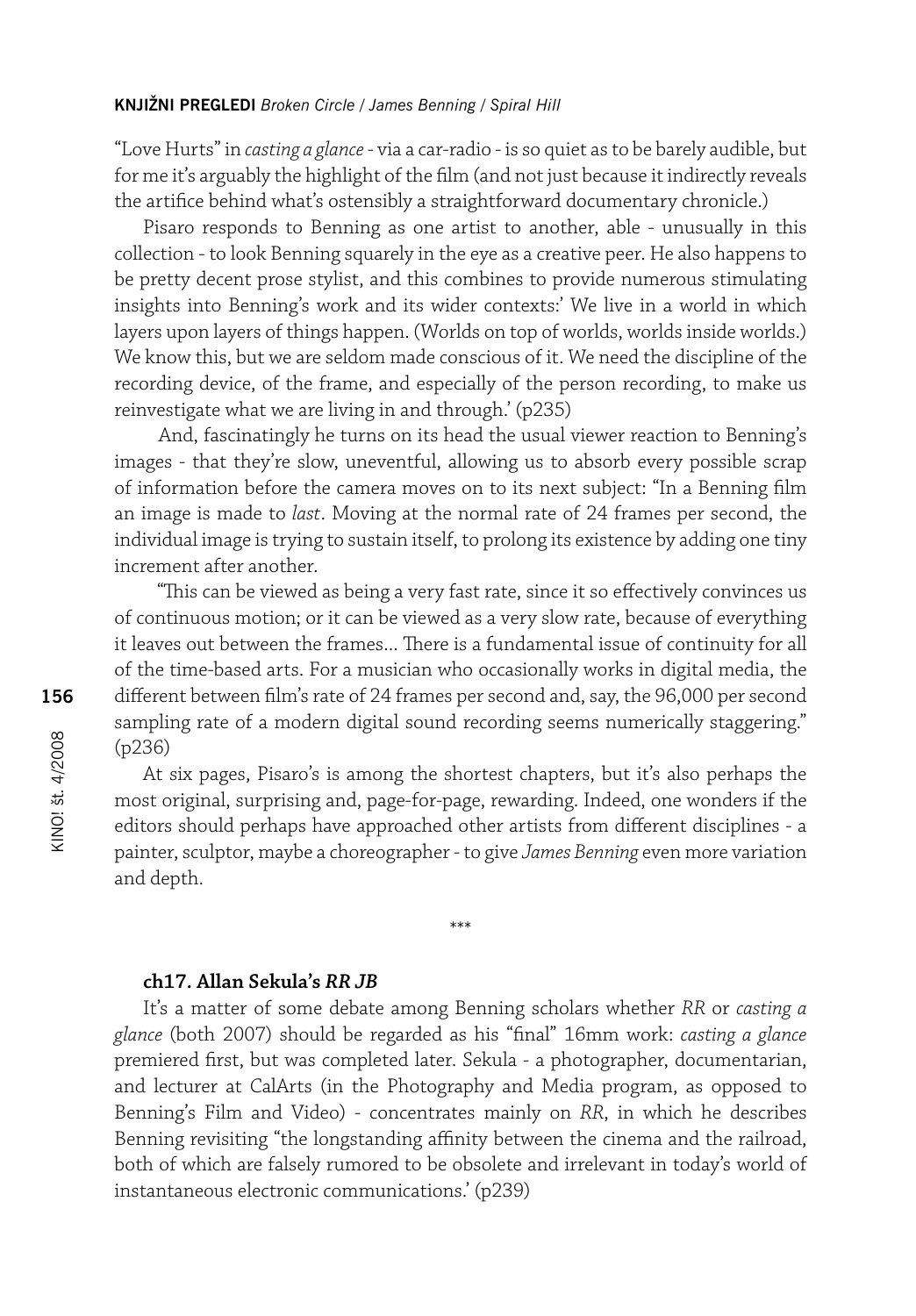"Love Hurts" in *casting a glance* - via a car-radio - is so quiet as to be barely audible, but for me it's arguably the highlight of the film (and not just because it indirectly reveals the artifice behind what's ostensibly a straightforward documentary chronicle.)

Pisaro responds to Benning as one artist to another, able - unusually in this collection - to look Benning squarely in the eye as a creative peer. He also happens to be pretty decent prose stylist, and this combines to provide numerous stimulating insights into Benning's work and its wider contexts:' We live in a world in which layers upon layers of things happen. (Worlds on top of worlds, worlds inside worlds.) We know this, but we are seldom made conscious of it. We need the discipline of the recording device, of the frame, and especially of the person recording, to make us reinvestigate what we are living in and through.' (p235)

And, fascinatingly he turns on its head the usual viewer reaction to Benning's images - that they're slow, uneventful, allowing us to absorb every possible scrap of information before the camera moves on to its next subject: "In a Benning film an image is made to *last*. Moving at the normal rate of 24 frames per second, the individual image is trying to sustain itself, to prolong its existence by adding one tiny increment after another.

"This can be viewed as being a very fast rate, since it so effectively convinces us of continuous motion; or it can be viewed as a very slow rate, because of everything it leaves out between the frames... There is a fundamental issue of continuity for all of the time-based arts. For a musician who occasionally works in digital media, the different between film's rate of 24 frames per second and, say, the 96,000 per second sampling rate of a modern digital sound recording seems numerically staggering." (p236)

At six pages, Pisaro's is among the shortest chapters, but it's also perhaps the most original, surprising and, page-for-page, rewarding. Indeed, one wonders if the editors should perhaps have approached other artists from different disciplines - a painter, sculptor, maybe a choreographer - to give *James Benning* even more variation and depth.

\*\*\*

### ch17. Allan Sekula's *RR JB*

It's a matter of some debate among Benning scholars whether *RR* or *casting a glance* (both 2007) should be regarded as his "final" 16mm work: *casting a glance* premiered first, but was completed later. Sekula - a photographer, documentarian, and lecturer at CalArts (in the Photography and Media program, as opposed to Benning's Film and Video) - concentrates mainly on *RR*, in which he describes Benning revisiting "the longstanding affinity between the cinema and the railroad, both of which are falsely rumored to be obsolete and irrelevant in today's world of instantaneous electronic communications.' (p239)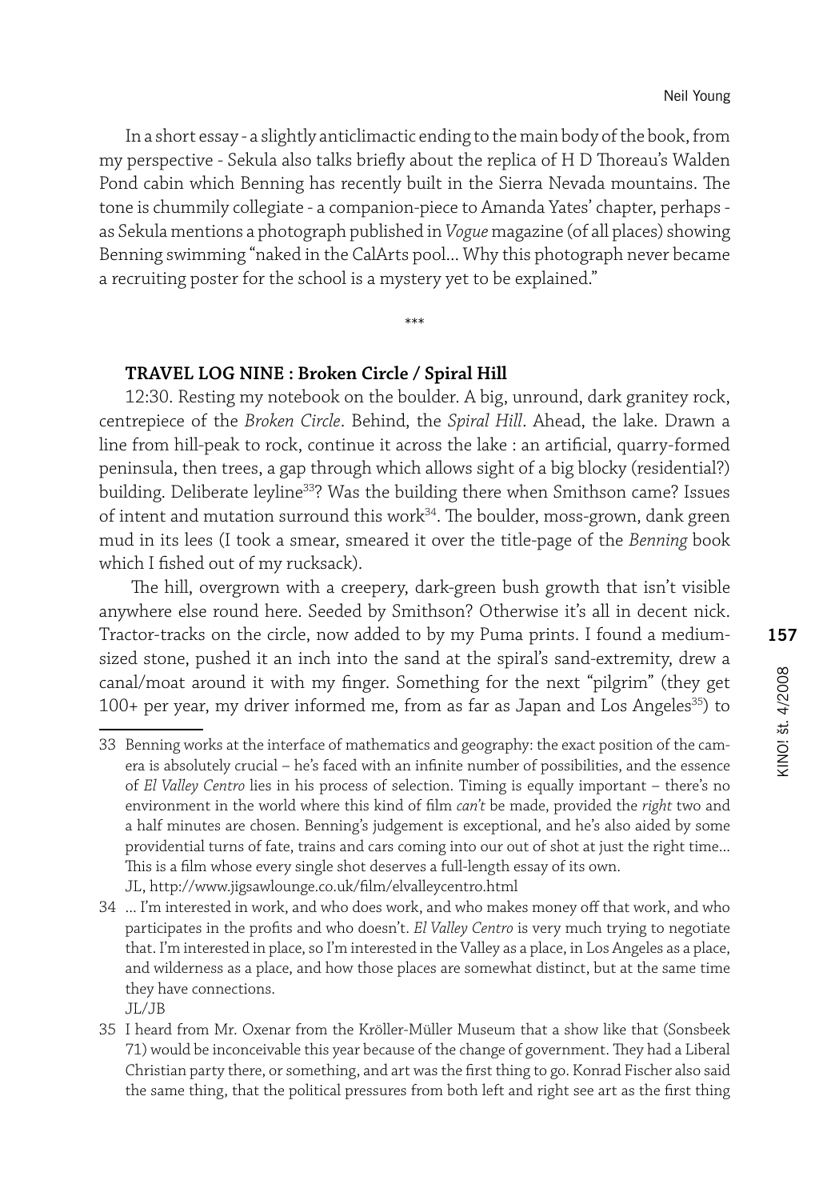In a short essay - a slightly anticlimactic ending to the main body of the book, from my perspective - Sekula also talks briefly about the replica of H D Thoreau's Walden Pond cabin which Benning has recently built in the Sierra Nevada mountains. The tone is chummily collegiate - a companion-piece to Amanda Yates' chapter, perhaps - as Sekula mentions a photograph published in *Vogue* magazine (of all places) showing Benning swimming "naked in the CalArts pool... Why this photograph never became a recruiting poster for the school is a mystery yet to be explained."

***

**TRAVEL LOG NINE : Broken Circle / Spiral Hill**

12:30. Resting my notebook on the boulder. A big, unround, dark granitey rock, centrepiece of the *Broken Circle*. Behind, the *Spiral Hill*. Ahead, the lake. Drawn a line from hill-peak to rock, continue it across the lake : an artificial, quarry-formed peninsula, then trees, a gap through which allows sight of a big blocky (residential?) building. Deliberate leyline[33]? Was the building there when Smithson came? Issues of intent and mutation surround this work[34]. The boulder, moss-grown, dank green mud in its lees (I took a smear, smeared it over the title-page of the *Benning* book which I fished out of my rucksack).

The hill, overgrown with a creepery, dark-green bush growth that isn't visible anywhere else round here. Seeded by Smithson? Otherwise it's all in decent nick. Tractor-tracks on the circle, now added to by my Puma prints. I found a medium-sized stone, pushed it an inch into the sand at the spiral's sand-extremity, drew a canal/moat around it with my finger. Something for the next "pilgrim" (they get 100+ per year, my driver informed me, from as far as Japan and Los Angeles[35]) to

---

33 Benning works at the interface of mathematics and geography: the exact position of the camera is absolutely crucial – he's faced with an infinite number of possibilities, and the essence of *El Valley Centro* lies in his process of selection. Timing is equally important – there's no environment in the world where this kind of film *can't* be made, provided the *right* two and a half minutes are chosen. Benning's judgement is exceptional, and he's also aided by some providential turns of fate, trains and cars coming into our out of shot at just the right time... This is a film whose every single shot deserves a full-length essay of its own.
JL, http://www.jigsawlounge.co.uk/film/elvalleycentro.html

34 ... I'm interested in work, and who does work, and who makes money off that work, and who participates in the profits and who doesn't. *El Valley Centro* is very much trying to negotiate that. I'm interested in place, so I'm interested in the Valley as a place, in Los Angeles as a place, and wilderness as a place, and how those places are somewhat distinct, but at the same time they have connections.
JL/JB

35 I heard from Mr. Oxenar from the Kröller-Müller Museum that a show like that (Sonsbeek 71) would be inconceivable this year because of the change of government. They had a Liberal Christian party there, or something, and art was the first thing to go. Konrad Fischer also said the same thing, that the political pressures from both left and right see art as the first thing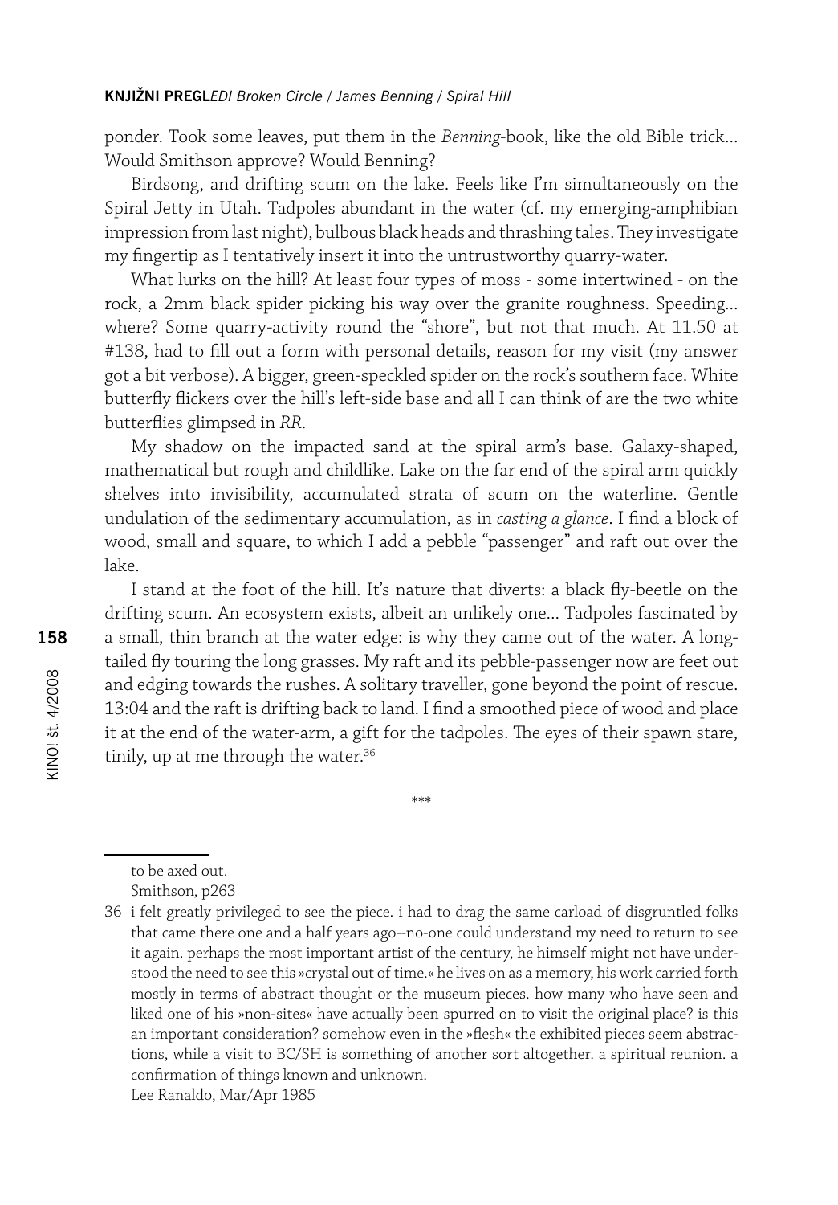ponder. Took some leaves, put them in the *Benning*-book, like the old Bible trick... Would Smithson approve? Would Benning?

Birdsong, and drifting scum on the lake. Feels like I'm simultaneously on the Spiral Jetty in Utah. Tadpoles abundant in the water (cf. my emerging-amphibian impression from last night), bulbous black heads and thrashing tales. They investigate my fingertip as I tentatively insert it into the untrustworthy quarry-water.

What lurks on the hill? At least four types of moss - some intertwined - on the rock, a 2mm black spider picking his way over the granite roughness. Speeding... where? Some quarry-activity round the "shore", but not that much. At 11.50 at #138, had to fill out a form with personal details, reason for my visit (my answer got a bit verbose). A bigger, green-speckled spider on the rock's southern face. White butterfly flickers over the hill's left-side base and all I can think of are the two white butterflies glimpsed in *RR*.

My shadow on the impacted sand at the spiral arm's base. Galaxy-shaped, mathematical but rough and childlike. Lake on the far end of the spiral arm quickly shelves into invisibility, accumulated strata of scum on the waterline. Gentle undulation of the sedimentary accumulation, as in *casting a glance*. I find a block of wood, small and square, to which I add a pebble "passenger" and raft out over the lake.

I stand at the foot of the hill. It's nature that diverts: a black fly-beetle on the drifting scum. An ecosystem exists, albeit an unlikely one... Tadpoles fascinated by a small, thin branch at the water edge: is why they came out of the water. A long-tailed fly touring the long grasses. My raft and its pebble-passenger now are feet out and edging towards the rushes. A solitary traveller, gone beyond the point of rescue. 13:04 and the raft is drifting back to land. I find a smoothed piece of wood and place it at the end of the water-arm, a gift for the tadpoles. The eyes of their spawn stare, tinily, up at me through the water.[36]

\*\*\*

---

to be axed out.
Smithson, p263

36 i felt greatly privileged to see the piece. i had to drag the same carload of disgruntled folks that came there one and a half years ago--no-one could understand my need to return to see it again. perhaps the most important artist of the century, he himself might not have understood the need to see this »crystal out of time.« he lives on as a memory, his work carried forth mostly in terms of abstract thought or the museum pieces. how many who have seen and liked one of his »non-sites« have actually been spurred on to visit the original place? is this an important consideration? somehow even in the »flesh« the exhibited pieces seem abstractions, while a visit to BC/SH is something of another sort altogether. a spiritual reunion. a confirmation of things known and unknown.
Lee Ranaldo, Mar/Apr 1985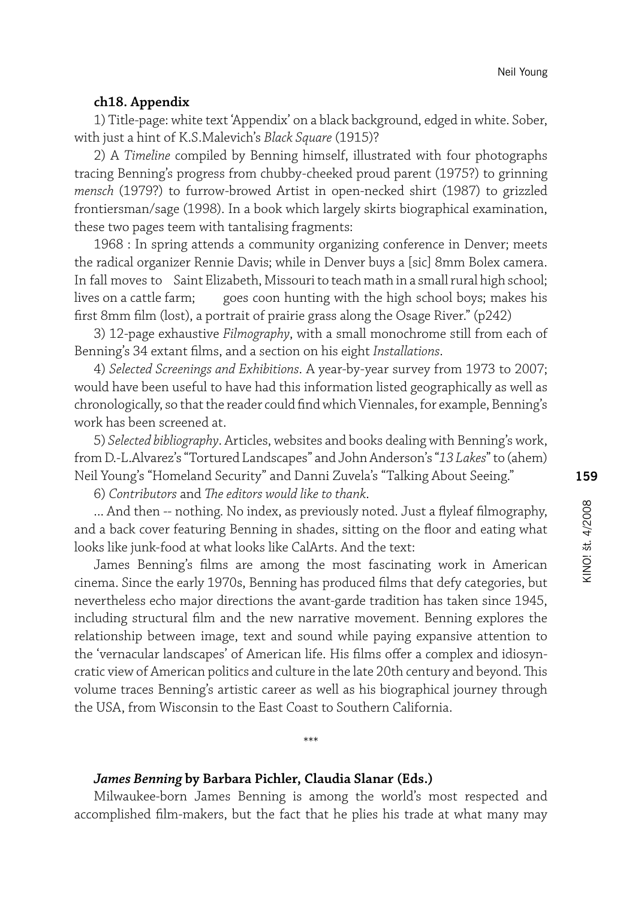**ch18. Appendix**

1) Title-page: white text 'Appendix' on a black background, edged in white. Sober, with just a hint of K.S.Malevich's *Black Square* (1915)?

2) A *Timeline* compiled by Benning himself, illustrated with four photographs tracing Benning's progress from chubby-cheeked proud parent (1975?) to grinning *mensch* (1979?) to furrow-browed Artist in open-necked shirt (1987) to grizzled frontiersman/sage (1998). In a book which largely skirts biographical examination, these two pages teem with tantalising fragments:

1968 : In spring attends a community organizing conference in Denver; meets the radical organizer Rennie Davis; while in Denver buys a [sic] 8mm Bolex camera. In fall moves to Saint Elizabeth, Missouri to teach math in a small rural high school; lives on a cattle farm; goes coon hunting with the high school boys; makes his first 8mm film (lost), a portrait of prairie grass along the Osage River." (p242)

3) 12-page exhaustive *Filmography*, with a small monochrome still from each of Benning's 34 extant films, and a section on his eight *Installations*.

4) *Selected Screenings and Exhibitions*. A year-by-year survey from 1973 to 2007; would have been useful to have had this information listed geographically as well as chronologically, so that the reader could find which Viennales, for example, Benning's work has been screened at.

5) *Selected bibliography*. Articles, websites and books dealing with Benning's work, from D.-L.Alvarez's "Tortured Landscapes" and John Anderson's "*13 Lakes*" to (ahem) Neil Young's "Homeland Security" and Danni Zuvela's "Talking About Seeing."

6) *Contributors* and *The editors would like to thank*.

... And then -- nothing. No index, as previously noted. Just a flyleaf filmography, and a back cover featuring Benning in shades, sitting on the floor and eating what looks like junk-food at what looks like CalArts. And the text:

James Benning's films are among the most fascinating work in American cinema. Since the early 1970s, Benning has produced films that defy categories, but nevertheless echo major directions the avant-garde tradition has taken since 1945, including structural film and the new narrative movement. Benning explores the relationship between image, text and sound while paying expansive attention to the 'vernacular landscapes' of American life. His films offer a complex and idiosyncratic view of American politics and culture in the late 20th century and beyond. This volume traces Benning's artistic career as well as his biographical journey through the USA, from Wisconsin to the East Coast to Southern California.

\*\*\*

***James Benning* by Barbara Pichler, Claudia Slanar (Eds.)**

Milwaukee-born James Benning is among the world's most respected and accomplished film-makers, but the fact that he plies his trade at what many may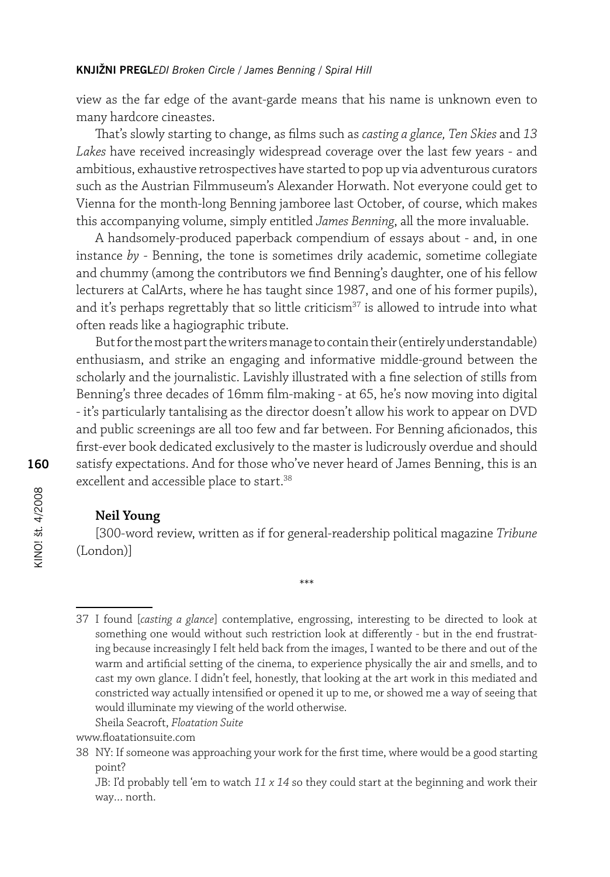view as the far edge of the avant-garde means that his name is unknown even to many hardcore cineastes.

That's slowly starting to change, as films such as *casting a glance, Ten Skies* and *13 Lakes* have received increasingly widespread coverage over the last few years - and ambitious, exhaustive retrospectives have started to pop up via adventurous curators such as the Austrian Filmmuseum's Alexander Horwath. Not everyone could get to Vienna for the month-long Benning jamboree last October, of course, which makes this accompanying volume, simply entitled *James Benning*, all the more invaluable.

A handsomely-produced paperback compendium of essays about - and, in one instance *by* - Benning, the tone is sometimes drily academic, sometime collegiate and chummy (among the contributors we find Benning's daughter, one of his fellow lecturers at CalArts, where he has taught since 1987, and one of his former pupils), and it's perhaps regrettably that so little criticism[37] is allowed to intrude into what often reads like a hagiographic tribute.

But for the most part the writers manage to contain their (entirely understandable) enthusiasm, and strike an engaging and informative middle-ground between the scholarly and the journalistic. Lavishly illustrated with a fine selection of stills from Benning's three decades of 16mm film-making - at 65, he's now moving into digital - it's particularly tantalising as the director doesn't allow his work to appear on DVD and public screenings are all too few and far between. For Benning aficionados, this first-ever book dedicated exclusively to the master is ludicrously overdue and should satisfy expectations. And for those who've never heard of James Benning, this is an excellent and accessible place to start.[38]

**Neil Young**

[300-word review, written as if for general-readership political magazine *Tribune* (London)]

\*\*\*

37 I found [*casting a glance*] contemplative, engrossing, interesting to be directed to look at something one would without such restriction look at differently - but in the end frustrating because increasingly I felt held back from the images, I wanted to be there and out of the warm and artificial setting of the cinema, to experience physically the air and smells, and to cast my own glance. I didn't feel, honestly, that looking at the art work in this mediated and constricted way actually intensified or opened it up to me, or showed me a way of seeing that would illuminate my viewing of the world otherwise.
Sheila Seacroft, *Floatation Suite*
www.floatationsuite.com

38 NY: If someone was approaching your work for the first time, where would be a good starting point?
JB: I'd probably tell 'em to watch *11 x 14* so they could start at the beginning and work their way… north.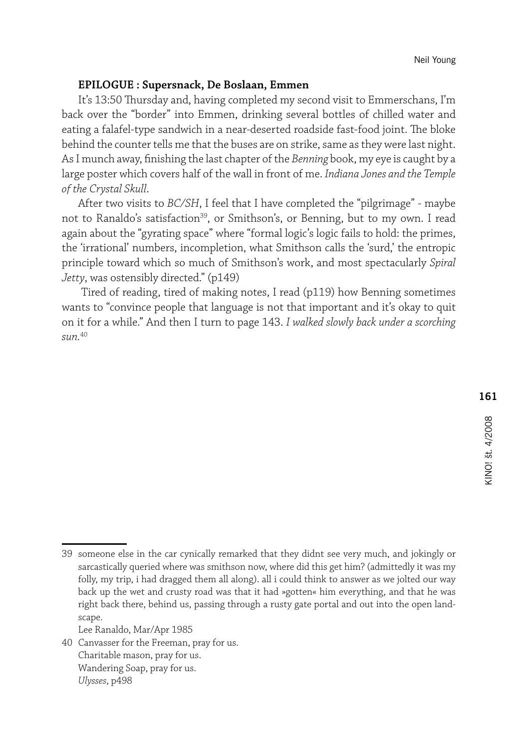## EPILOGUE : Supersnack, De Boslaan, Emmen

It's 13:50 Thursday and, having completed my second visit to Emmerschans, I'm back over the "border" into Emmen, drinking several bottles of chilled water and eating a falafel-type sandwich in a near-deserted roadside fast-food joint. The bloke behind the counter tells me that the buses are on strike, same as they were last night. As I munch away, finishing the last chapter of the *Benning* book, my eye is caught by a large poster which covers half of the wall in front of me. *Indiana Jones and the Temple of the Crystal Skull*.

After two visits to *BC/SH*, I feel that I have completed the "pilgrimage" - maybe not to Ranaldo's satisfaction[39], or Smithson's, or Benning, but to my own. I read again about the "gyrating space" where "formal logic's logic fails to hold: the primes, the 'irrational' numbers, incompletion, what Smithson calls the 'surd,' the entropic principle toward which so much of Smithson's work, and most spectacularly *Spiral Jetty*, was ostensibly directed." (p149)

Tired of reading, tired of making notes, I read (p119) how Benning sometimes wants to "convince people that language is not that important and it's okay to quit on it for a while." And then I turn to page 143. *I walked slowly back under a scorching sun.*[40]

---

39 someone else in the car cynically remarked that they didnt see very much, and jokingly or sarcastically queried where was smithson now, where did this get him? (admittedly it was my folly, my trip, i had dragged them all along). all i could think to answer as we jolted our way back up the wet and crusty road was that it had »gotten« him everything, and that he was right back there, behind us, passing through a rusty gate portal and out into the open landscape.

Lee Ranaldo, Mar/Apr 1985

40 Canvasser for the Freeman, pray for us.
Charitable mason, pray for us.
Wandering Soap, pray for us.
*Ulysses*, p498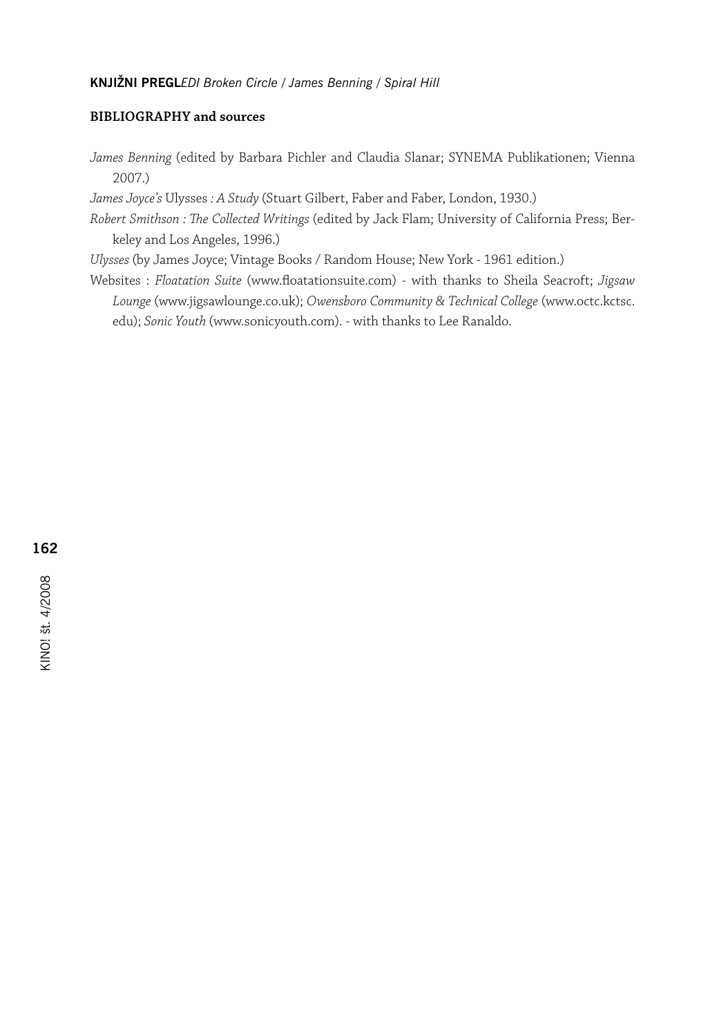**BIBLIOGRAPHY and sources**

*James Benning* (edited by Barbara Pichler and Claudia Slanar; SYNEMA Publikationen; Vienna 2007.)

*James Joyce's* Ulysses *: A Study* (Stuart Gilbert, Faber and Faber, London, 1930.)

*Robert Smithson : The Collected Writings* (edited by Jack Flam; University of California Press; Berkeley and Los Angeles, 1996.)

*Ulysses* (by James Joyce; Vintage Books / Random House; New York - 1961 edition.)

Websites : *Floatation Suite* (www.floatationsuite.com) - with thanks to Sheila Seacroft; *Jigsaw Lounge* (www.jigsawlounge.co.uk); *Owensboro Community & Technical College* (www.octc.kctsc.edu); *Sonic Youth* (www.sonicyouth.com). - with thanks to Lee Ranaldo.